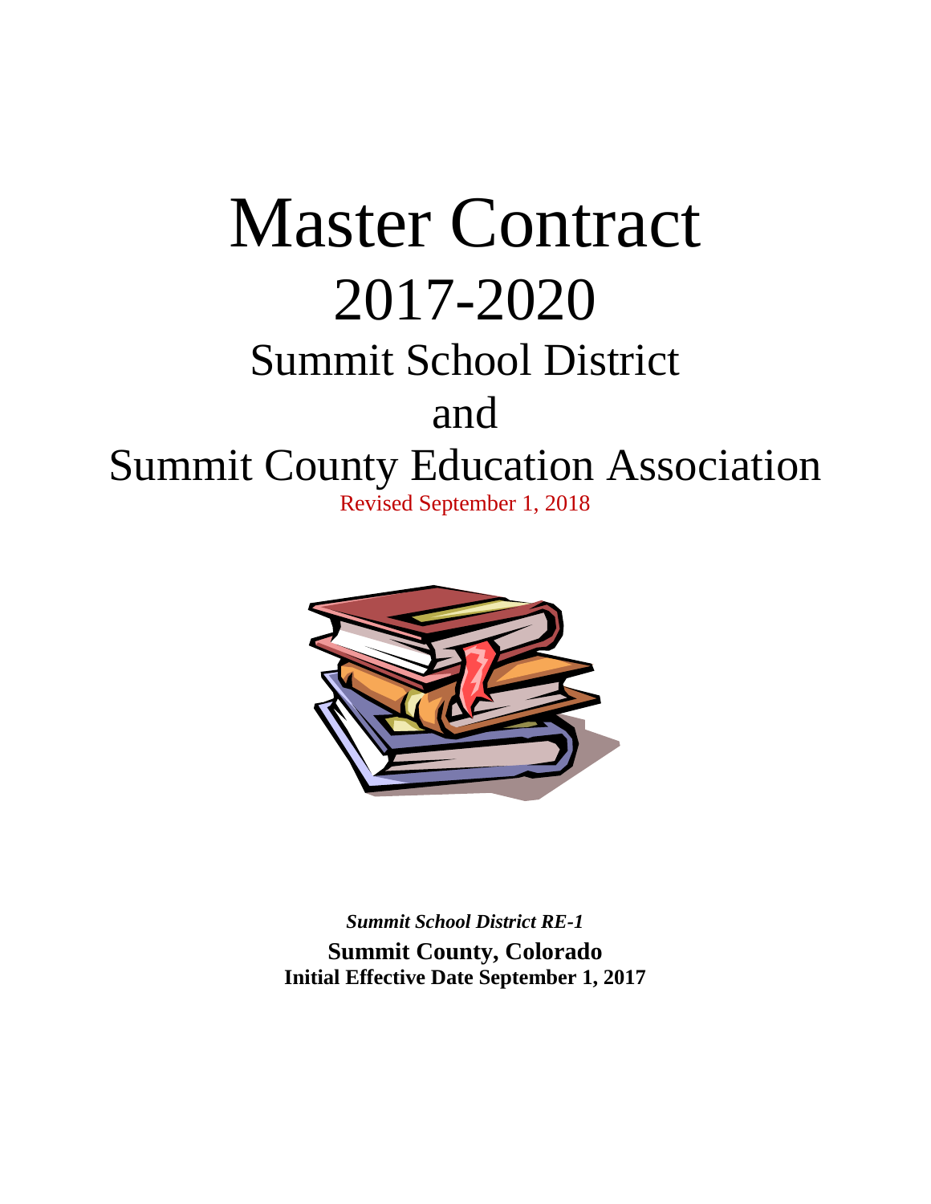# Master Contract

# 2017-2020

## Summit School District

## and

## Summit County Education Association

Revised September 1, 2018

***Summit School District RE-1***

**Summit County, Colorado**

**Initial Effective Date September 1, 2017**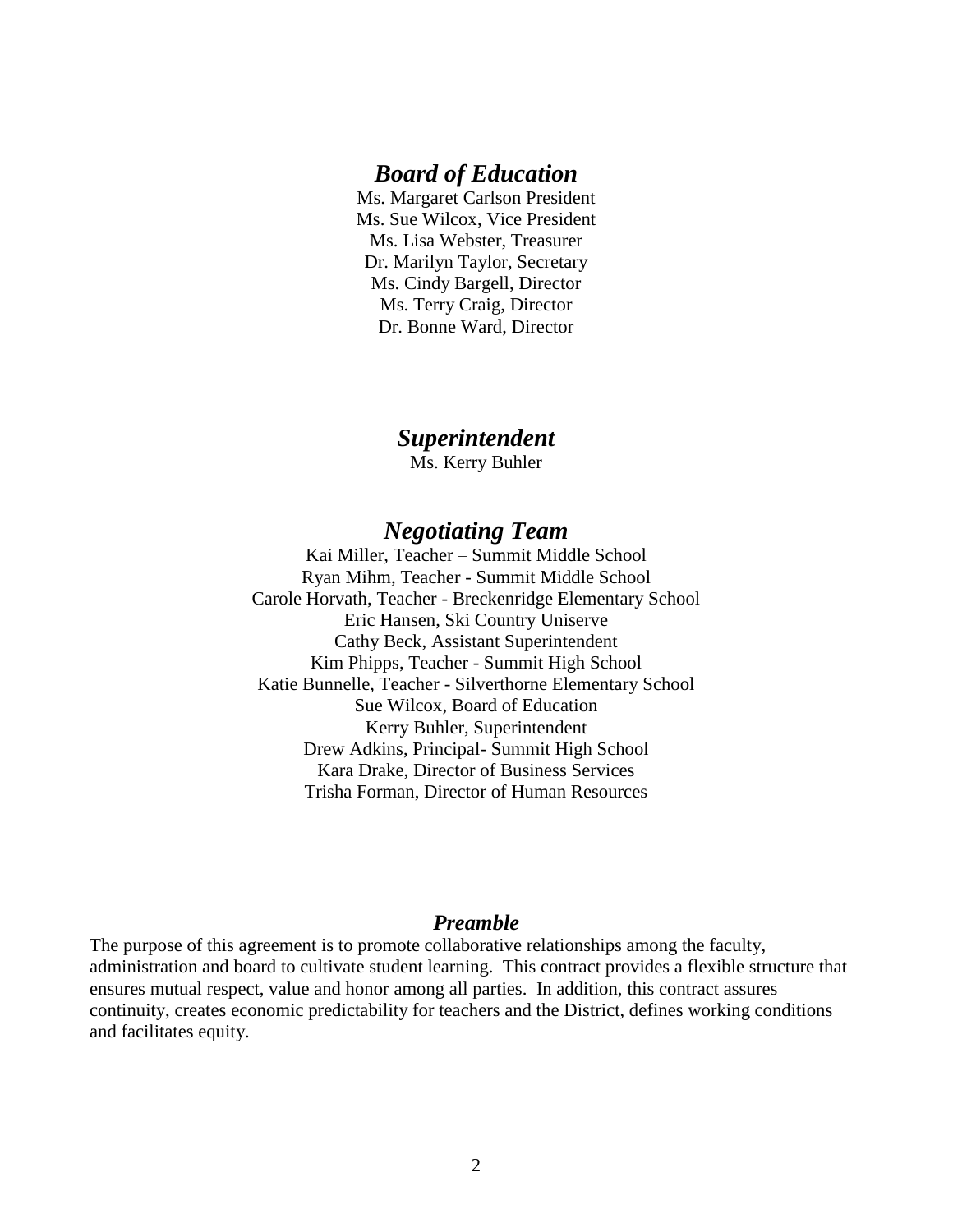## *Board of Education*

Ms. Margaret Carlson President
Ms. Sue Wilcox, Vice President
Ms. Lisa Webster, Treasurer
Dr. Marilyn Taylor, Secretary
Ms. Cindy Bargell, Director
Ms. Terry Craig, Director
Dr. Bonne Ward, Director

## *Superintendent*

Ms. Kerry Buhler

## *Negotiating Team*

Kai Miller, Teacher – Summit Middle School
Ryan Mihm, Teacher - Summit Middle School
Carole Horvath, Teacher - Breckenridge Elementary School
Eric Hansen, Ski Country Uniserve
Cathy Beck, Assistant Superintendent
Kim Phipps, Teacher - Summit High School
Katie Bunnelle, Teacher - Silverthorne Elementary School
Sue Wilcox, Board of Education
Kerry Buhler, Superintendent
Drew Adkins, Principal- Summit High School
Kara Drake, Director of Business Services
Trisha Forman, Director of Human Resources

### *Preamble*

The purpose of this agreement is to promote collaborative relationships among the faculty, administration and board to cultivate student learning. This contract provides a flexible structure that ensures mutual respect, value and honor among all parties. In addition, this contract assures continuity, creates economic predictability for teachers and the District, defines working conditions and facilitates equity.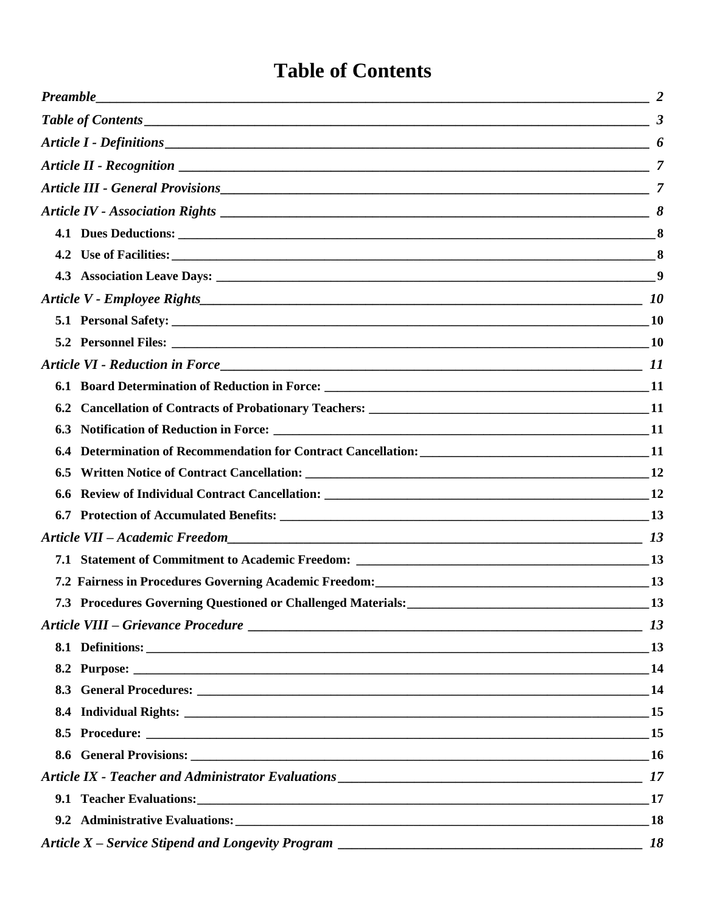# Table of Contents

*Preamble* — 2

*Table of Contents* — 3

*Article I - Definitions* — 6

*Article II - Recognition* — 7

*Article III - General Provisions* — 7

*Article IV - Association Rights* — 8

- **4.1 Dues Deductions:** — 8
- **4.2 Use of Facilities:** — 8
- **4.3 Association Leave Days:** — 9

*Article V - Employee Rights* — 10

- **5.1 Personal Safety:** — 10
- **5.2 Personnel Files:** — 10

*Article VI - Reduction in Force* — 11

- **6.1 Board Determination of Reduction in Force:** — 11
- **6.2 Cancellation of Contracts of Probationary Teachers:** — 11
- **6.3 Notification of Reduction in Force:** — 11
- **6.4 Determination of Recommendation for Contract Cancellation:** — 11
- **6.5 Written Notice of Contract Cancellation:** — 12
- **6.6 Review of Individual Contract Cancellation:** — 12
- **6.7 Protection of Accumulated Benefits:** — 13

*Article VII – Academic Freedom* — 13

- **7.1 Statement of Commitment to Academic Freedom:** — 13
- **7.2 Fairness in Procedures Governing Academic Freedom:** — 13
- **7.3 Procedures Governing Questioned or Challenged Materials:** — 13

*Article VIII – Grievance Procedure* — 13

- **8.1 Definitions:** — 13
- **8.2 Purpose:** — 14
- **8.3 General Procedures:** — 14
- **8.4 Individual Rights:** — 15
- **8.5 Procedure:** — 15
- **8.6 General Provisions:** — 16

*Article IX - Teacher and Administrator Evaluations* — 17

- **9.1 Teacher Evaluations:** — 17
- **9.2 Administrative Evaluations:** — 18

*Article X – Service Stipend and Longevity Program* — 18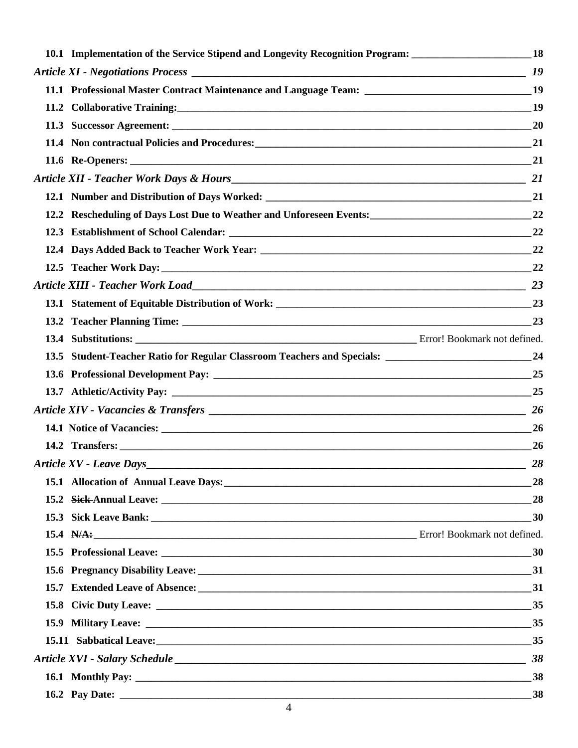**10.1 Implementation of the Service Stipend and Longevity Recognition Program:** 18

*Article XI - Negotiations Process* 19

**11.1 Professional Master Contract Maintenance and Language Team:** 19

**11.2 Collaborative Training:** 19

**11.3 Successor Agreement:** 20

**11.4 Non contractual Policies and Procedures:** 21

**11.6 Re-Openers:** 21

*Article XII - Teacher Work Days & Hours* 21

**12.1 Number and Distribution of Days Worked:** 21

**12.2 Rescheduling of Days Lost Due to Weather and Unforeseen Events:** 22

**12.3 Establishment of School Calendar:** 22

**12.4 Days Added Back to Teacher Work Year:** 22

**12.5 Teacher Work Day:** 22

*Article XIII - Teacher Work Load* 23

**13.1 Statement of Equitable Distribution of Work:** 23

**13.2 Teacher Planning Time:** 23

**13.4 Substitutions:** Error! Bookmark not defined.

**13.5 Student-Teacher Ratio for Regular Classroom Teachers and Specials:** 24

**13.6 Professional Development Pay:** 25

**13.7 Athletic/Activity Pay:** 25

*Article XIV - Vacancies & Transfers* 26

**14.1 Notice of Vacancies:** 26

**14.2 Transfers:** 26

*Article XV - Leave Days* 28

**15.1 Allocation of Annual Leave Days:** 28

**15.2 ~~Sick~~ Annual Leave:** 28

**15.3 Sick Leave Bank:** 30

**15.4 ~~N/A:~~** Error! Bookmark not defined.

**15.5 Professional Leave:** 30

**15.6 Pregnancy Disability Leave:** 31

**15.7 Extended Leave of Absence:** 31

**15.8 Civic Duty Leave:** 35

**15.9 Military Leave:** 35

**15.11 Sabbatical Leave:** 35

*Article XVI - Salary Schedule* 38

**16.1 Monthly Pay:** 38

**16.2 Pay Date:** 38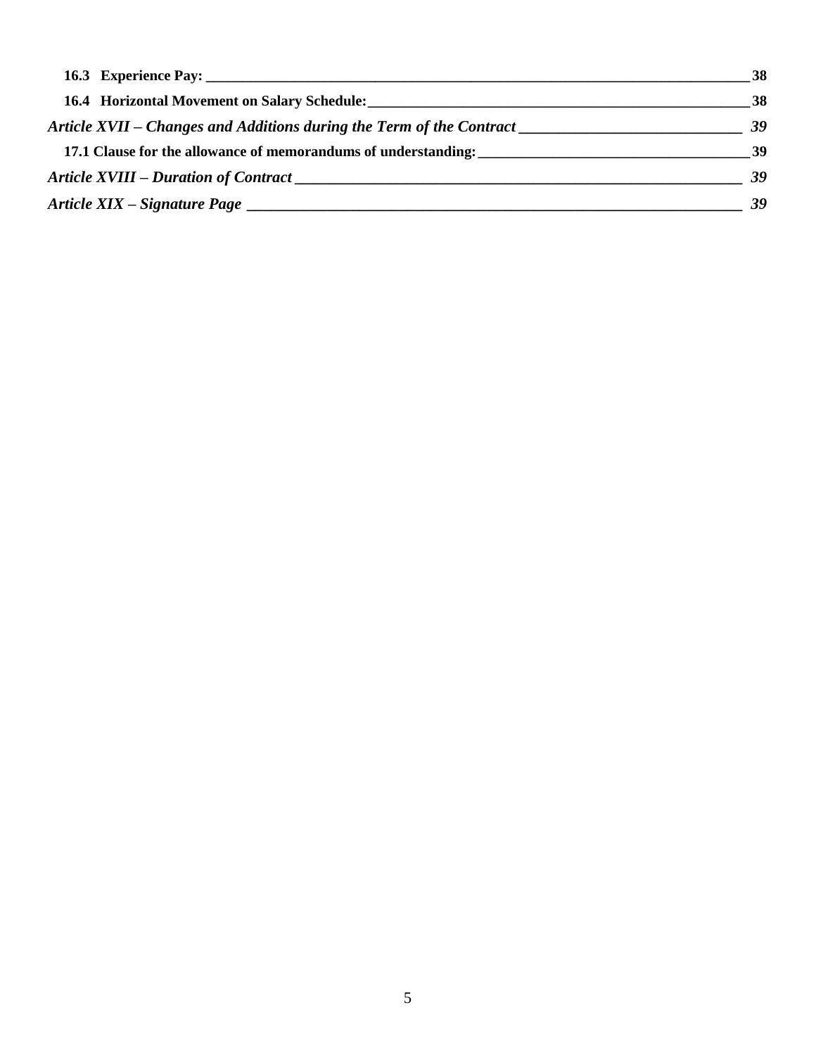**16.3 Experience Pay:** ______________________________________________ **38**

**16.4 Horizontal Movement on Salary Schedule:** _____________________________ **38**

***Article XVII – Changes and Additions during the Term of the Contract*** ________________ ***39***

**17.1 Clause for the allowance of memorandums of understanding:** ___________________ **39**

***Article XVIII – Duration of Contract*** ______________________________________ ***39***

***Article XIX – Signature Page*** _________________________________________ ***39***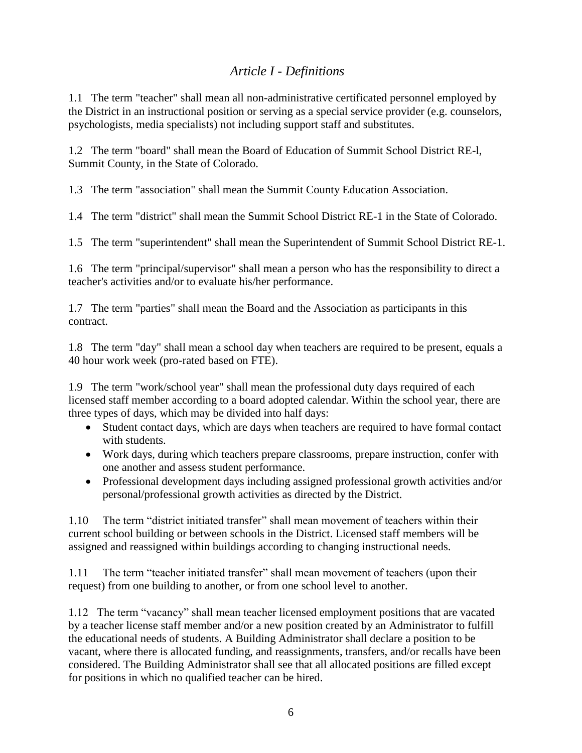## *Article I - Definitions*

1.1 The term "teacher" shall mean all non-administrative certificated personnel employed by the District in an instructional position or serving as a special service provider (e.g. counselors, psychologists, media specialists) not including support staff and substitutes.

1.2 The term "board" shall mean the Board of Education of Summit School District RE-l, Summit County, in the State of Colorado.

1.3 The term "association" shall mean the Summit County Education Association.

1.4 The term "district" shall mean the Summit School District RE-1 in the State of Colorado.

1.5 The term "superintendent" shall mean the Superintendent of Summit School District RE-1.

1.6 The term "principal/supervisor" shall mean a person who has the responsibility to direct a teacher's activities and/or to evaluate his/her performance.

1.7 The term "parties" shall mean the Board and the Association as participants in this contract.

1.8 The term "day" shall mean a school day when teachers are required to be present, equals a 40 hour work week (pro-rated based on FTE).

1.9 The term "work/school year" shall mean the professional duty days required of each licensed staff member according to a board adopted calendar. Within the school year, there are three types of days, which may be divided into half days:

- Student contact days, which are days when teachers are required to have formal contact with students.
- Work days, during which teachers prepare classrooms, prepare instruction, confer with one another and assess student performance.
- Professional development days including assigned professional growth activities and/or personal/professional growth activities as directed by the District.

1.10 The term "district initiated transfer" shall mean movement of teachers within their current school building or between schools in the District. Licensed staff members will be assigned and reassigned within buildings according to changing instructional needs.

1.11 The term "teacher initiated transfer" shall mean movement of teachers (upon their request) from one building to another, or from one school level to another.

1.12 The term "vacancy" shall mean teacher licensed employment positions that are vacated by a teacher license staff member and/or a new position created by an Administrator to fulfill the educational needs of students. A Building Administrator shall declare a position to be vacant, where there is allocated funding, and reassignments, transfers, and/or recalls have been considered. The Building Administrator shall see that all allocated positions are filled except for positions in which no qualified teacher can be hired.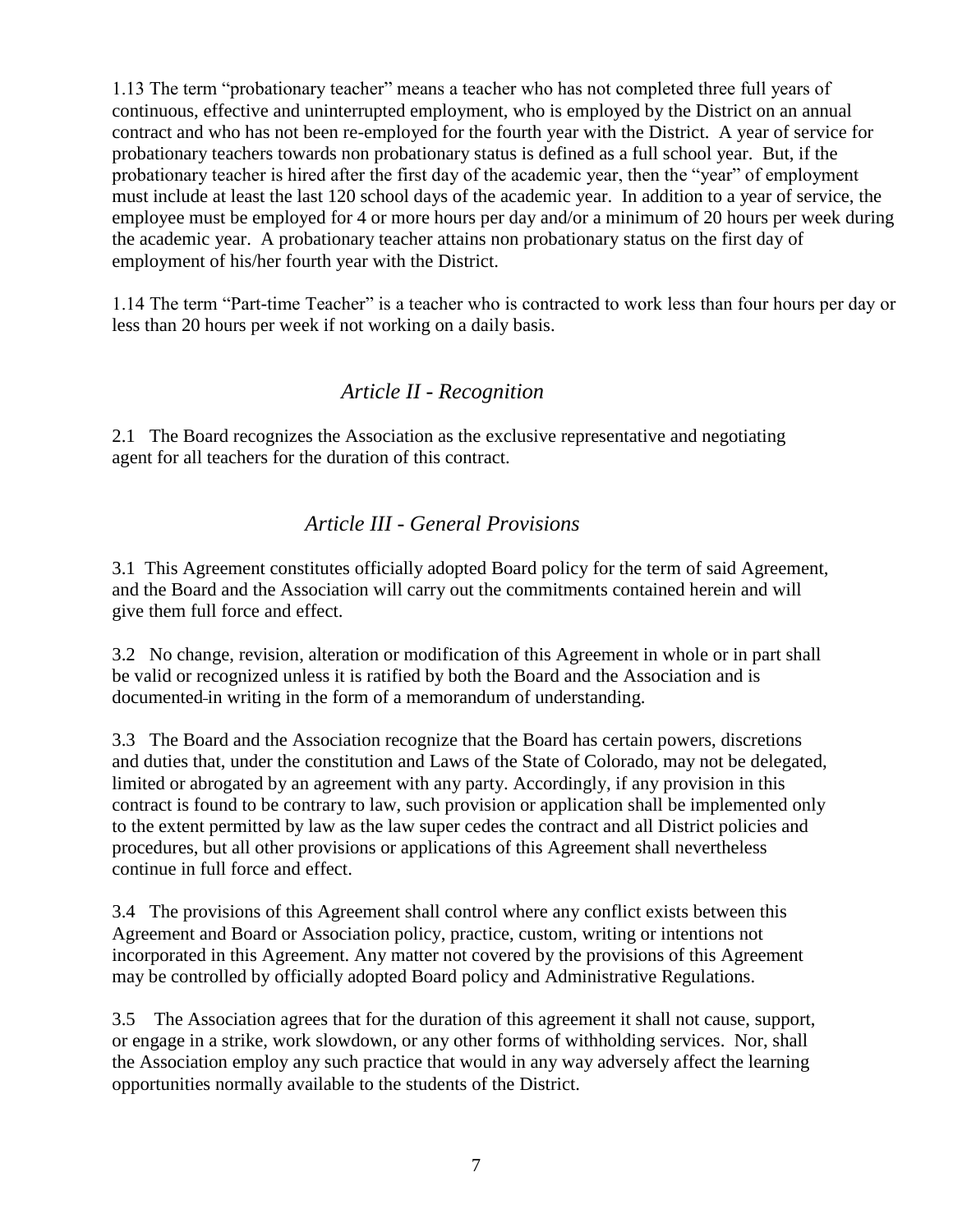1.13 The term "probationary teacher" means a teacher who has not completed three full years of continuous, effective and uninterrupted employment, who is employed by the District on an annual contract and who has not been re-employed for the fourth year with the District. A year of service for probationary teachers towards non probationary status is defined as a full school year. But, if the probationary teacher is hired after the first day of the academic year, then the "year" of employment must include at least the last 120 school days of the academic year. In addition to a year of service, the employee must be employed for 4 or more hours per day and/or a minimum of 20 hours per week during the academic year. A probationary teacher attains non probationary status on the first day of employment of his/her fourth year with the District.

1.14 The term "Part-time Teacher" is a teacher who is contracted to work less than four hours per day or less than 20 hours per week if not working on a daily basis.

## *Article II - Recognition*

2.1 The Board recognizes the Association as the exclusive representative and negotiating agent for all teachers for the duration of this contract.

## *Article III - General Provisions*

3.1 This Agreement constitutes officially adopted Board policy for the term of said Agreement, and the Board and the Association will carry out the commitments contained herein and will give them full force and effect.

3.2 No change, revision, alteration or modification of this Agreement in whole or in part shall be valid or recognized unless it is ratified by both the Board and the Association and is documented in writing in the form of a memorandum of understanding.

3.3 The Board and the Association recognize that the Board has certain powers, discretions and duties that, under the constitution and Laws of the State of Colorado, may not be delegated, limited or abrogated by an agreement with any party. Accordingly, if any provision in this contract is found to be contrary to law, such provision or application shall be implemented only to the extent permitted by law as the law super cedes the contract and all District policies and procedures, but all other provisions or applications of this Agreement shall nevertheless continue in full force and effect.

3.4 The provisions of this Agreement shall control where any conflict exists between this Agreement and Board or Association policy, practice, custom, writing or intentions not incorporated in this Agreement. Any matter not covered by the provisions of this Agreement may be controlled by officially adopted Board policy and Administrative Regulations.

3.5 The Association agrees that for the duration of this agreement it shall not cause, support, or engage in a strike, work slowdown, or any other forms of withholding services. Nor, shall the Association employ any such practice that would in any way adversely affect the learning opportunities normally available to the students of the District.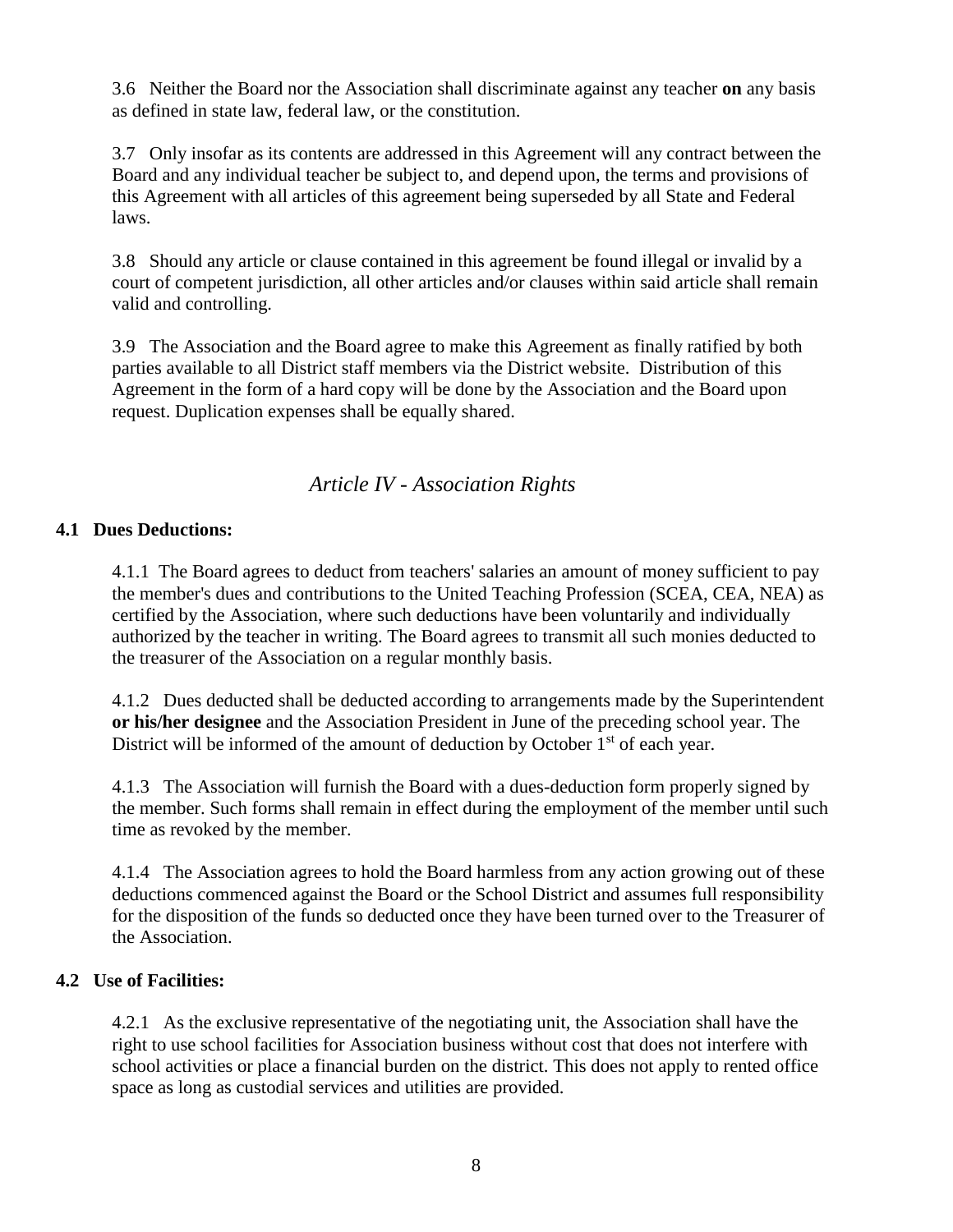3.6 Neither the Board nor the Association shall discriminate against any teacher **on** any basis as defined in state law, federal law, or the constitution.

3.7 Only insofar as its contents are addressed in this Agreement will any contract between the Board and any individual teacher be subject to, and depend upon, the terms and provisions of this Agreement with all articles of this agreement being superseded by all State and Federal laws.

3.8 Should any article or clause contained in this agreement be found illegal or invalid by a court of competent jurisdiction, all other articles and/or clauses within said article shall remain valid and controlling.

3.9 The Association and the Board agree to make this Agreement as finally ratified by both parties available to all District staff members via the District website. Distribution of this Agreement in the form of a hard copy will be done by the Association and the Board upon request. Duplication expenses shall be equally shared.

## *Article IV - Association Rights*

### 4.1 Dues Deductions:

4.1.1 The Board agrees to deduct from teachers' salaries an amount of money sufficient to pay the member's dues and contributions to the United Teaching Profession (SCEA, CEA, NEA) as certified by the Association, where such deductions have been voluntarily and individually authorized by the teacher in writing. The Board agrees to transmit all such monies deducted to the treasurer of the Association on a regular monthly basis.

4.1.2 Dues deducted shall be deducted according to arrangements made by the Superintendent **or his/her designee** and the Association President in June of the preceding school year. The District will be informed of the amount of deduction by October 1st of each year.

4.1.3 The Association will furnish the Board with a dues-deduction form properly signed by the member. Such forms shall remain in effect during the employment of the member until such time as revoked by the member.

4.1.4 The Association agrees to hold the Board harmless from any action growing out of these deductions commenced against the Board or the School District and assumes full responsibility for the disposition of the funds so deducted once they have been turned over to the Treasurer of the Association.

### 4.2 Use of Facilities:

4.2.1 As the exclusive representative of the negotiating unit, the Association shall have the right to use school facilities for Association business without cost that does not interfere with school activities or place a financial burden on the district. This does not apply to rented office space as long as custodial services and utilities are provided.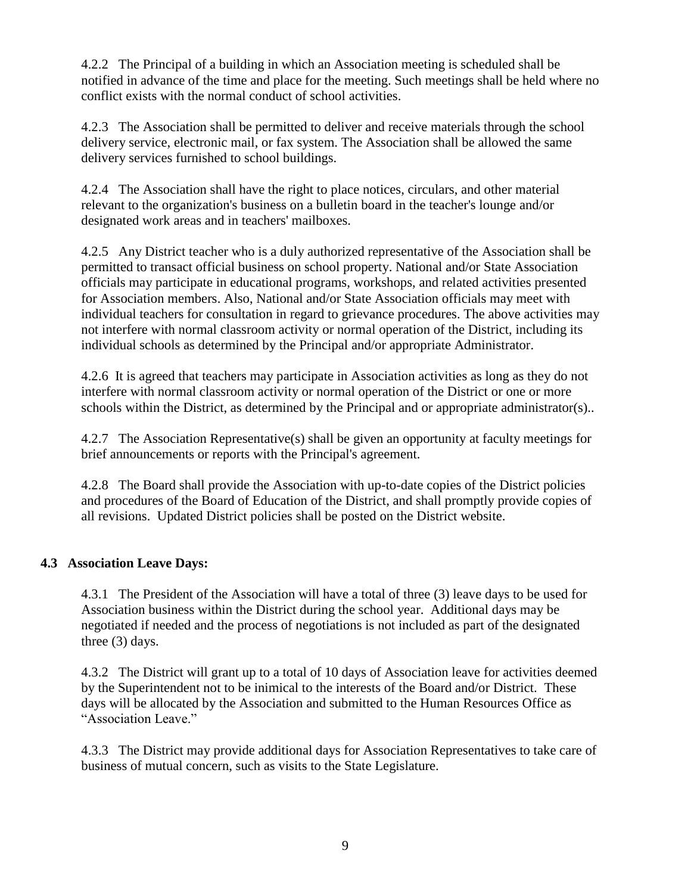4.2.2 The Principal of a building in which an Association meeting is scheduled shall be notified in advance of the time and place for the meeting. Such meetings shall be held where no conflict exists with the normal conduct of school activities.

4.2.3 The Association shall be permitted to deliver and receive materials through the school delivery service, electronic mail, or fax system. The Association shall be allowed the same delivery services furnished to school buildings.

4.2.4 The Association shall have the right to place notices, circulars, and other material relevant to the organization's business on a bulletin board in the teacher's lounge and/or designated work areas and in teachers' mailboxes.

4.2.5 Any District teacher who is a duly authorized representative of the Association shall be permitted to transact official business on school property. National and/or State Association officials may participate in educational programs, workshops, and related activities presented for Association members. Also, National and/or State Association officials may meet with individual teachers for consultation in regard to grievance procedures. The above activities may not interfere with normal classroom activity or normal operation of the District, including its individual schools as determined by the Principal and/or appropriate Administrator.

4.2.6 It is agreed that teachers may participate in Association activities as long as they do not interfere with normal classroom activity or normal operation of the District or one or more schools within the District, as determined by the Principal and or appropriate administrator(s)..

4.2.7 The Association Representative(s) shall be given an opportunity at faculty meetings for brief announcements or reports with the Principal's agreement.

4.2.8 The Board shall provide the Association with up-to-date copies of the District policies and procedures of the Board of Education of the District, and shall promptly provide copies of all revisions. Updated District policies shall be posted on the District website.

**4.3 Association Leave Days:**

4.3.1 The President of the Association will have a total of three (3) leave days to be used for Association business within the District during the school year. Additional days may be negotiated if needed and the process of negotiations is not included as part of the designated three (3) days.

4.3.2 The District will grant up to a total of 10 days of Association leave for activities deemed by the Superintendent not to be inimical to the interests of the Board and/or District. These days will be allocated by the Association and submitted to the Human Resources Office as "Association Leave."

4.3.3 The District may provide additional days for Association Representatives to take care of business of mutual concern, such as visits to the State Legislature.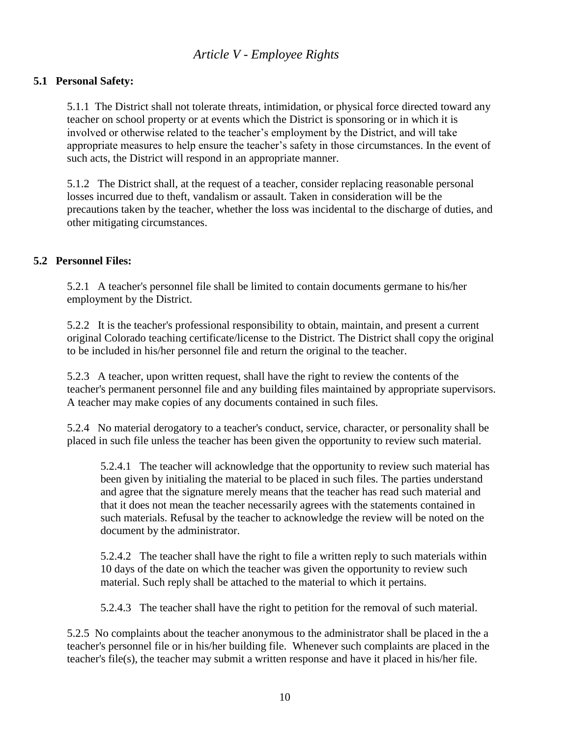# *Article V - Employee Rights*

**5.1 Personal Safety:**

5.1.1 The District shall not tolerate threats, intimidation, or physical force directed toward any teacher on school property or at events which the District is sponsoring or in which it is involved or otherwise related to the teacher's employment by the District, and will take appropriate measures to help ensure the teacher's safety in those circumstances. In the event of such acts, the District will respond in an appropriate manner.

5.1.2 The District shall, at the request of a teacher, consider replacing reasonable personal losses incurred due to theft, vandalism or assault. Taken in consideration will be the precautions taken by the teacher, whether the loss was incidental to the discharge of duties, and other mitigating circumstances.

**5.2 Personnel Files:**

5.2.1 A teacher's personnel file shall be limited to contain documents germane to his/her employment by the District.

5.2.2 It is the teacher's professional responsibility to obtain, maintain, and present a current original Colorado teaching certificate/license to the District. The District shall copy the original to be included in his/her personnel file and return the original to the teacher.

5.2.3 A teacher, upon written request, shall have the right to review the contents of the teacher's permanent personnel file and any building files maintained by appropriate supervisors. A teacher may make copies of any documents contained in such files.

5.2.4 No material derogatory to a teacher's conduct, service, character, or personality shall be placed in such file unless the teacher has been given the opportunity to review such material.

5.2.4.1 The teacher will acknowledge that the opportunity to review such material has been given by initialing the material to be placed in such files. The parties understand and agree that the signature merely means that the teacher has read such material and that it does not mean the teacher necessarily agrees with the statements contained in such materials. Refusal by the teacher to acknowledge the review will be noted on the document by the administrator.

5.2.4.2 The teacher shall have the right to file a written reply to such materials within 10 days of the date on which the teacher was given the opportunity to review such material. Such reply shall be attached to the material to which it pertains.

5.2.4.3 The teacher shall have the right to petition for the removal of such material.

5.2.5 No complaints about the teacher anonymous to the administrator shall be placed in the a teacher's personnel file or in his/her building file. Whenever such complaints are placed in the teacher's file(s), the teacher may submit a written response and have it placed in his/her file.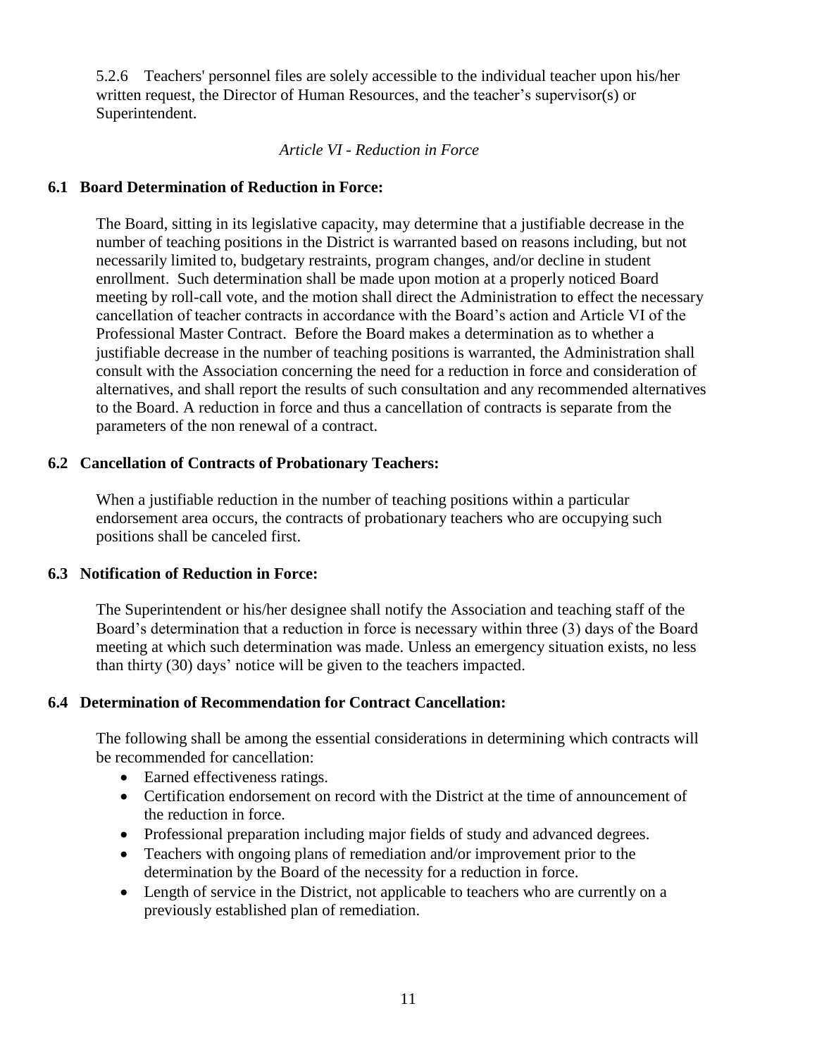5.2.6 Teachers' personnel files are solely accessible to the individual teacher upon his/her written request, the Director of Human Resources, and the teacher's supervisor(s) or Superintendent.

*Article VI - Reduction in Force*

**6.1 Board Determination of Reduction in Force:**

The Board, sitting in its legislative capacity, may determine that a justifiable decrease in the number of teaching positions in the District is warranted based on reasons including, but not necessarily limited to, budgetary restraints, program changes, and/or decline in student enrollment. Such determination shall be made upon motion at a properly noticed Board meeting by roll-call vote, and the motion shall direct the Administration to effect the necessary cancellation of teacher contracts in accordance with the Board's action and Article VI of the Professional Master Contract. Before the Board makes a determination as to whether a justifiable decrease in the number of teaching positions is warranted, the Administration shall consult with the Association concerning the need for a reduction in force and consideration of alternatives, and shall report the results of such consultation and any recommended alternatives to the Board. A reduction in force and thus a cancellation of contracts is separate from the parameters of the non renewal of a contract.

**6.2 Cancellation of Contracts of Probationary Teachers:**

When a justifiable reduction in the number of teaching positions within a particular endorsement area occurs, the contracts of probationary teachers who are occupying such positions shall be canceled first.

**6.3 Notification of Reduction in Force:**

The Superintendent or his/her designee shall notify the Association and teaching staff of the Board's determination that a reduction in force is necessary within three (3) days of the Board meeting at which such determination was made. Unless an emergency situation exists, no less than thirty (30) days' notice will be given to the teachers impacted.

**6.4 Determination of Recommendation for Contract Cancellation:**

The following shall be among the essential considerations in determining which contracts will be recommended for cancellation:

- Earned effectiveness ratings.
- Certification endorsement on record with the District at the time of announcement of the reduction in force.
- Professional preparation including major fields of study and advanced degrees.
- Teachers with ongoing plans of remediation and/or improvement prior to the determination by the Board of the necessity for a reduction in force.
- Length of service in the District, not applicable to teachers who are currently on a previously established plan of remediation.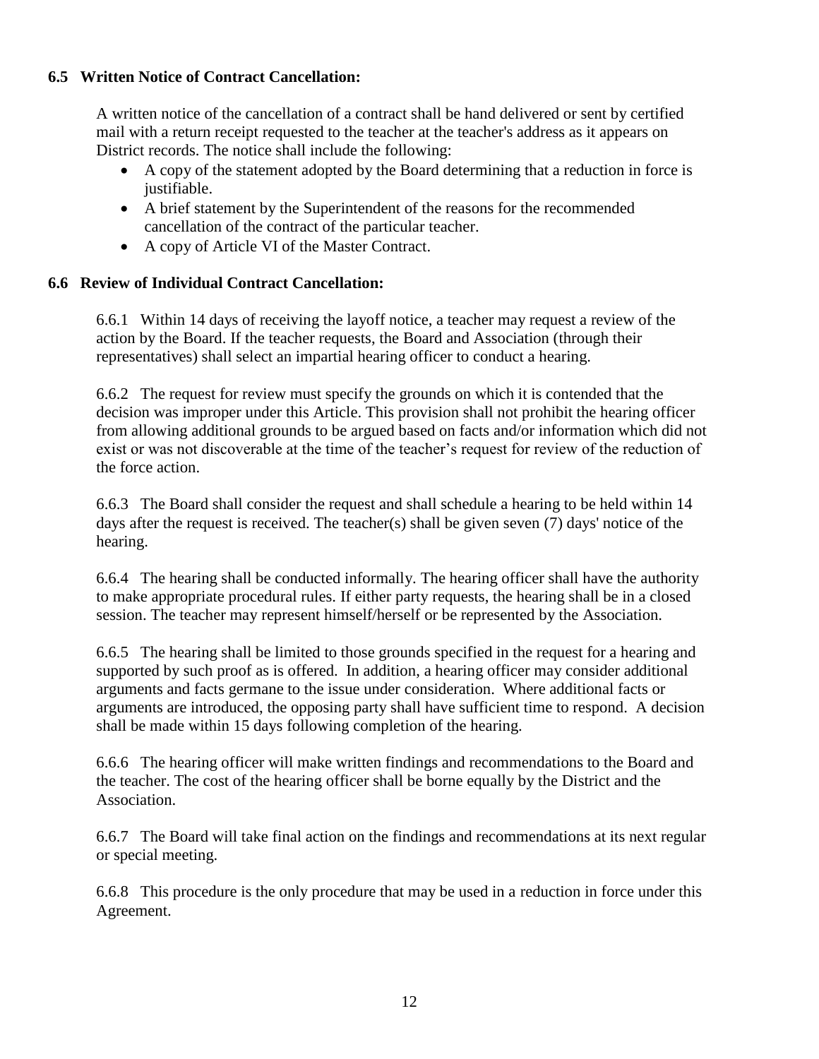### 6.5 Written Notice of Contract Cancellation:

A written notice of the cancellation of a contract shall be hand delivered or sent by certified mail with a return receipt requested to the teacher at the teacher's address as it appears on District records. The notice shall include the following:

- A copy of the statement adopted by the Board determining that a reduction in force is justifiable.
- A brief statement by the Superintendent of the reasons for the recommended cancellation of the contract of the particular teacher.
- A copy of Article VI of the Master Contract.

### 6.6 Review of Individual Contract Cancellation:

6.6.1 Within 14 days of receiving the layoff notice, a teacher may request a review of the action by the Board. If the teacher requests, the Board and Association (through their representatives) shall select an impartial hearing officer to conduct a hearing.

6.6.2 The request for review must specify the grounds on which it is contended that the decision was improper under this Article. This provision shall not prohibit the hearing officer from allowing additional grounds to be argued based on facts and/or information which did not exist or was not discoverable at the time of the teacher's request for review of the reduction of the force action.

6.6.3 The Board shall consider the request and shall schedule a hearing to be held within 14 days after the request is received. The teacher(s) shall be given seven (7) days' notice of the hearing.

6.6.4 The hearing shall be conducted informally. The hearing officer shall have the authority to make appropriate procedural rules. If either party requests, the hearing shall be in a closed session. The teacher may represent himself/herself or be represented by the Association.

6.6.5 The hearing shall be limited to those grounds specified in the request for a hearing and supported by such proof as is offered. In addition, a hearing officer may consider additional arguments and facts germane to the issue under consideration. Where additional facts or arguments are introduced, the opposing party shall have sufficient time to respond. A decision shall be made within 15 days following completion of the hearing.

6.6.6 The hearing officer will make written findings and recommendations to the Board and the teacher. The cost of the hearing officer shall be borne equally by the District and the Association.

6.6.7 The Board will take final action on the findings and recommendations at its next regular or special meeting.

6.6.8 This procedure is the only procedure that may be used in a reduction in force under this Agreement.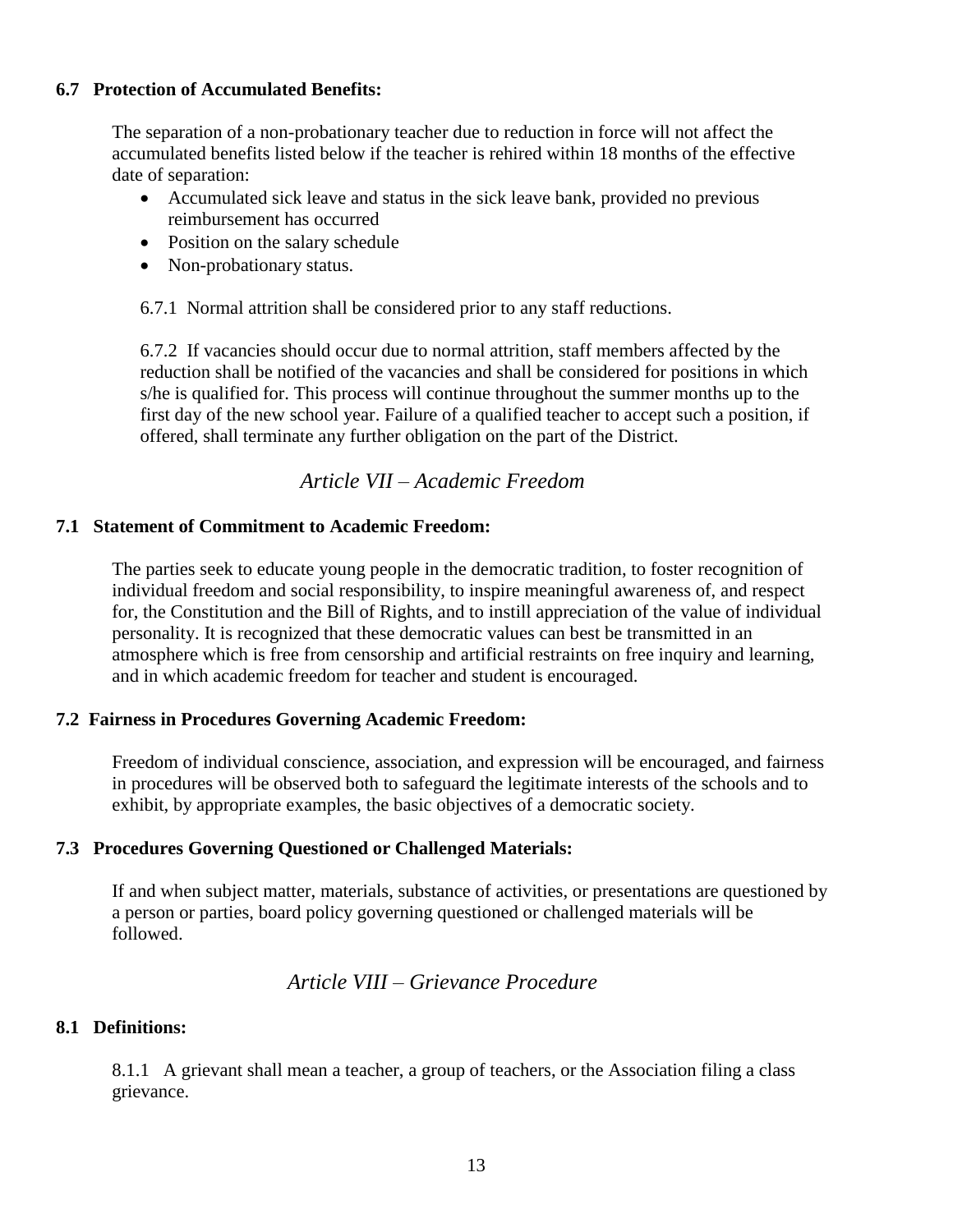**6.7 Protection of Accumulated Benefits:**

The separation of a non-probationary teacher due to reduction in force will not affect the accumulated benefits listed below if the teacher is rehired within 18 months of the effective date of separation:

- Accumulated sick leave and status in the sick leave bank, provided no previous reimbursement has occurred
- Position on the salary schedule
- Non-probationary status.

6.7.1 Normal attrition shall be considered prior to any staff reductions.

6.7.2 If vacancies should occur due to normal attrition, staff members affected by the reduction shall be notified of the vacancies and shall be considered for positions in which s/he is qualified for. This process will continue throughout the summer months up to the first day of the new school year. Failure of a qualified teacher to accept such a position, if offered, shall terminate any further obligation on the part of the District.

## *Article VII – Academic Freedom*

**7.1 Statement of Commitment to Academic Freedom:**

The parties seek to educate young people in the democratic tradition, to foster recognition of individual freedom and social responsibility, to inspire meaningful awareness of, and respect for, the Constitution and the Bill of Rights, and to instill appreciation of the value of individual personality. It is recognized that these democratic values can best be transmitted in an atmosphere which is free from censorship and artificial restraints on free inquiry and learning, and in which academic freedom for teacher and student is encouraged.

**7.2 Fairness in Procedures Governing Academic Freedom:**

Freedom of individual conscience, association, and expression will be encouraged, and fairness in procedures will be observed both to safeguard the legitimate interests of the schools and to exhibit, by appropriate examples, the basic objectives of a democratic society.

**7.3 Procedures Governing Questioned or Challenged Materials:**

If and when subject matter, materials, substance of activities, or presentations are questioned by a person or parties, board policy governing questioned or challenged materials will be followed.

## *Article VIII – Grievance Procedure*

**8.1 Definitions:**

8.1.1 A grievant shall mean a teacher, a group of teachers, or the Association filing a class grievance.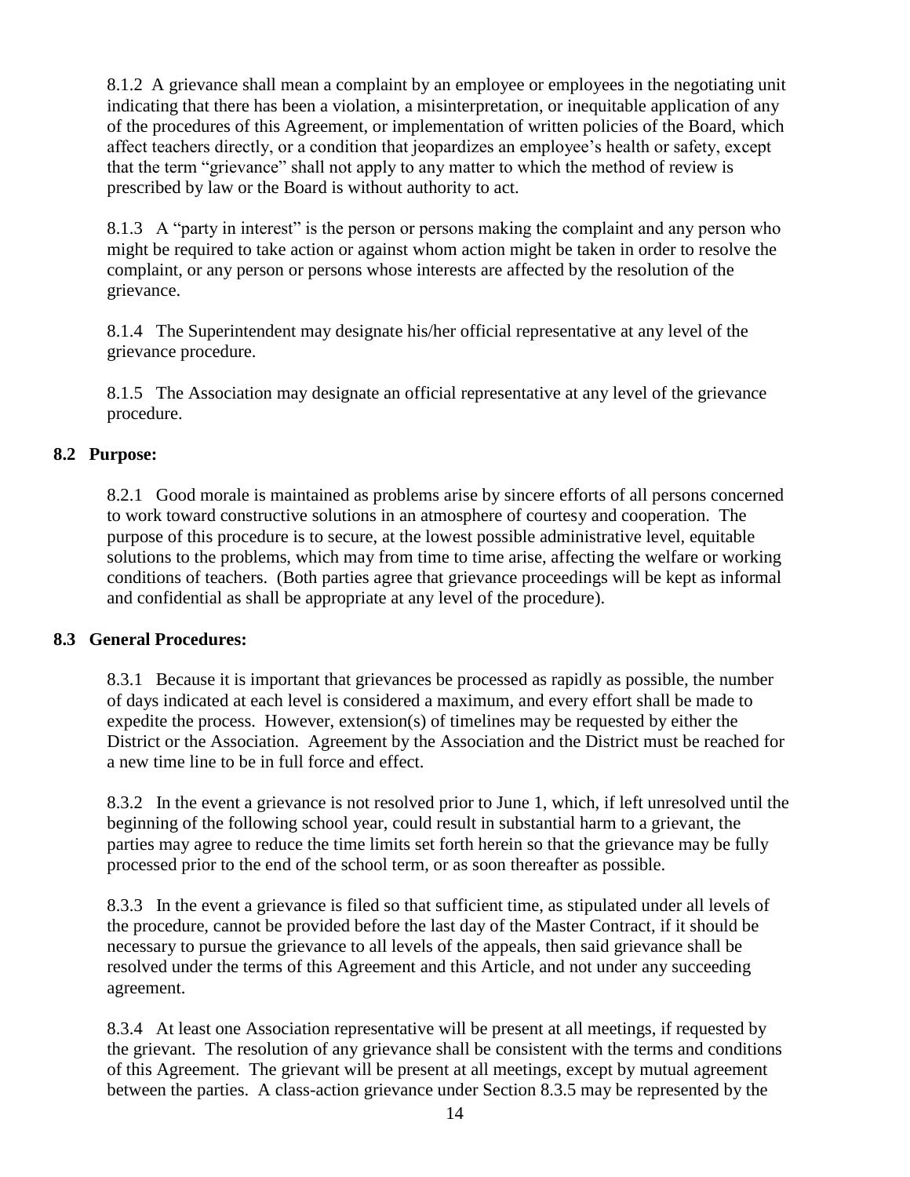8.1.2 A grievance shall mean a complaint by an employee or employees in the negotiating unit indicating that there has been a violation, a misinterpretation, or inequitable application of any of the procedures of this Agreement, or implementation of written policies of the Board, which affect teachers directly, or a condition that jeopardizes an employee's health or safety, except that the term "grievance" shall not apply to any matter to which the method of review is prescribed by law or the Board is without authority to act.

8.1.3 A "party in interest" is the person or persons making the complaint and any person who might be required to take action or against whom action might be taken in order to resolve the complaint, or any person or persons whose interests are affected by the resolution of the grievance.

8.1.4 The Superintendent may designate his/her official representative at any level of the grievance procedure.

8.1.5 The Association may designate an official representative at any level of the grievance procedure.

**8.2 Purpose:**

8.2.1 Good morale is maintained as problems arise by sincere efforts of all persons concerned to work toward constructive solutions in an atmosphere of courtesy and cooperation. The purpose of this procedure is to secure, at the lowest possible administrative level, equitable solutions to the problems, which may from time to time arise, affecting the welfare or working conditions of teachers. (Both parties agree that grievance proceedings will be kept as informal and confidential as shall be appropriate at any level of the procedure).

**8.3 General Procedures:**

8.3.1 Because it is important that grievances be processed as rapidly as possible, the number of days indicated at each level is considered a maximum, and every effort shall be made to expedite the process. However, extension(s) of timelines may be requested by either the District or the Association. Agreement by the Association and the District must be reached for a new time line to be in full force and effect.

8.3.2 In the event a grievance is not resolved prior to June 1, which, if left unresolved until the beginning of the following school year, could result in substantial harm to a grievant, the parties may agree to reduce the time limits set forth herein so that the grievance may be fully processed prior to the end of the school term, or as soon thereafter as possible.

8.3.3 In the event a grievance is filed so that sufficient time, as stipulated under all levels of the procedure, cannot be provided before the last day of the Master Contract, if it should be necessary to pursue the grievance to all levels of the appeals, then said grievance shall be resolved under the terms of this Agreement and this Article, and not under any succeeding agreement.

8.3.4 At least one Association representative will be present at all meetings, if requested by the grievant. The resolution of any grievance shall be consistent with the terms and conditions of this Agreement. The grievant will be present at all meetings, except by mutual agreement between the parties. A class-action grievance under Section 8.3.5 may be represented by the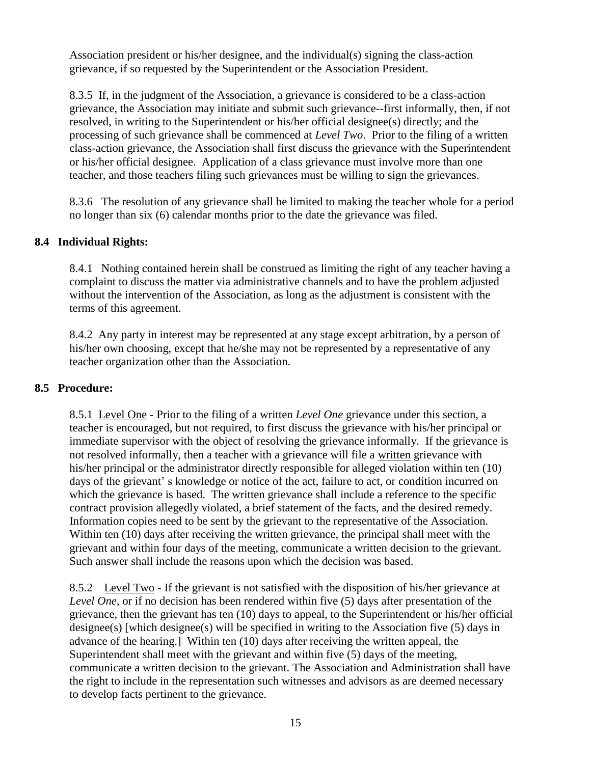Association president or his/her designee, and the individual(s) signing the class-action grievance, if so requested by the Superintendent or the Association President.

8.3.5 If, in the judgment of the Association, a grievance is considered to be a class-action grievance, the Association may initiate and submit such grievance--first informally, then, if not resolved, in writing to the Superintendent or his/her official designee(s) directly; and the processing of such grievance shall be commenced at *Level Two*. Prior to the filing of a written class-action grievance, the Association shall first discuss the grievance with the Superintendent or his/her official designee. Application of a class grievance must involve more than one teacher, and those teachers filing such grievances must be willing to sign the grievances.

8.3.6 The resolution of any grievance shall be limited to making the teacher whole for a period no longer than six (6) calendar months prior to the date the grievance was filed.

### 8.4 Individual Rights:

8.4.1 Nothing contained herein shall be construed as limiting the right of any teacher having a complaint to discuss the matter via administrative channels and to have the problem adjusted without the intervention of the Association, as long as the adjustment is consistent with the terms of this agreement.

8.4.2 Any party in interest may be represented at any stage except arbitration, by a person of his/her own choosing, except that he/she may not be represented by a representative of any teacher organization other than the Association.

### 8.5 Procedure:

8.5.1 <u>Level One</u> - Prior to the filing of a written *Level One* grievance under this section, a teacher is encouraged, but not required, to first discuss the grievance with his/her principal or immediate supervisor with the object of resolving the grievance informally. If the grievance is not resolved informally, then a teacher with a grievance will file a <u>written</u> grievance with his/her principal or the administrator directly responsible for alleged violation within ten (10) days of the grievant' s knowledge or notice of the act, failure to act, or condition incurred on which the grievance is based. The written grievance shall include a reference to the specific contract provision allegedly violated, a brief statement of the facts, and the desired remedy. Information copies need to be sent by the grievant to the representative of the Association. Within ten (10) days after receiving the written grievance, the principal shall meet with the grievant and within four days of the meeting, communicate a written decision to the grievant. Such answer shall include the reasons upon which the decision was based.

8.5.2 <u>Level Two</u> - If the grievant is not satisfied with the disposition of his/her grievance at *Level One*, or if no decision has been rendered within five (5) days after presentation of the grievance, then the grievant has ten (10) days to appeal, to the Superintendent or his/her official designee(s) [which designee(s) will be specified in writing to the Association five (5) days in advance of the hearing.] Within ten (10) days after receiving the written appeal, the Superintendent shall meet with the grievant and within five (5) days of the meeting, communicate a written decision to the grievant. The Association and Administration shall have the right to include in the representation such witnesses and advisors as are deemed necessary to develop facts pertinent to the grievance.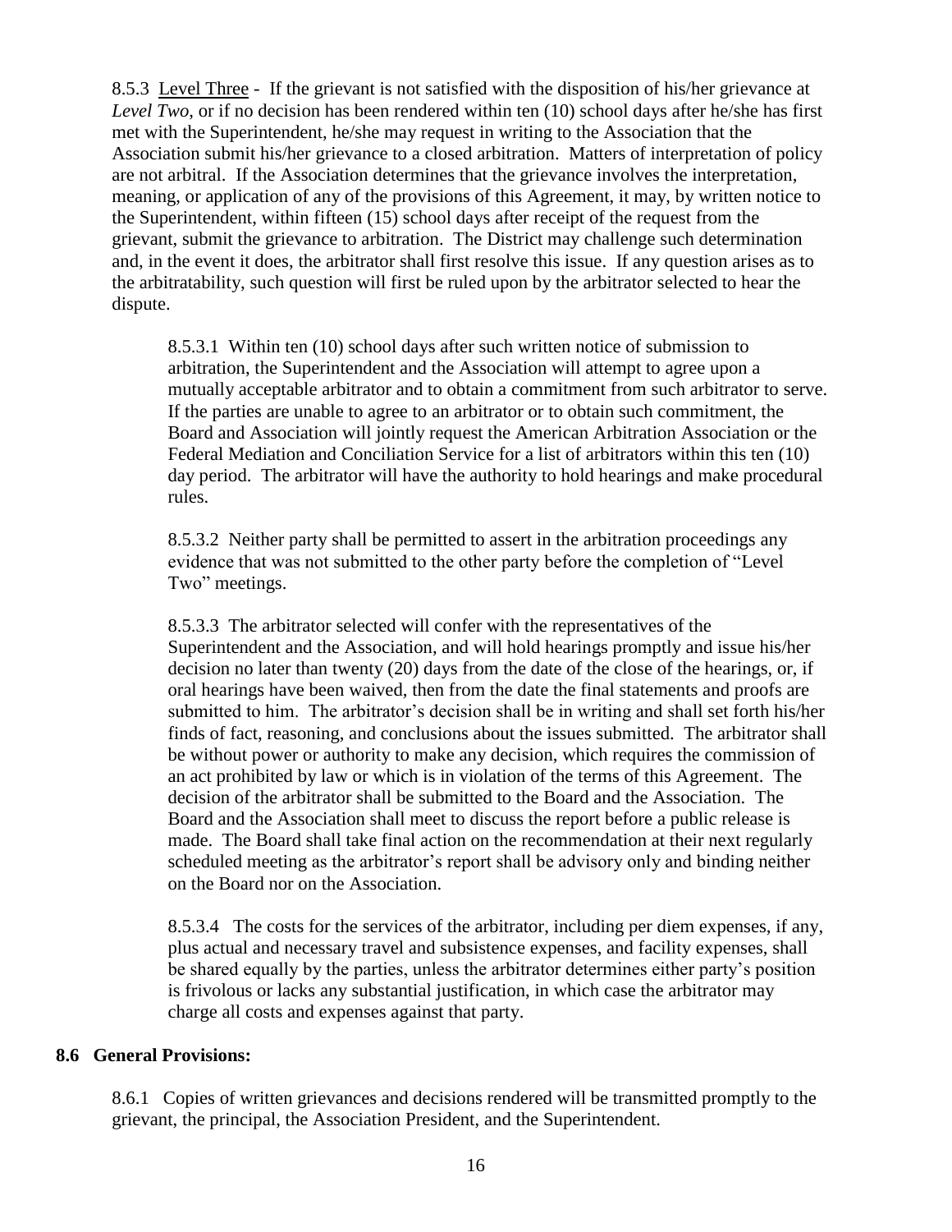8.5.3 Level Three - If the grievant is not satisfied with the disposition of his/her grievance at *Level Two*, or if no decision has been rendered within ten (10) school days after he/she has first met with the Superintendent, he/she may request in writing to the Association that the Association submit his/her grievance to a closed arbitration. Matters of interpretation of policy are not arbitral. If the Association determines that the grievance involves the interpretation, meaning, or application of any of the provisions of this Agreement, it may, by written notice to the Superintendent, within fifteen (15) school days after receipt of the request from the grievant, submit the grievance to arbitration. The District may challenge such determination and, in the event it does, the arbitrator shall first resolve this issue. If any question arises as to the arbitratability, such question will first be ruled upon by the arbitrator selected to hear the dispute.

8.5.3.1 Within ten (10) school days after such written notice of submission to arbitration, the Superintendent and the Association will attempt to agree upon a mutually acceptable arbitrator and to obtain a commitment from such arbitrator to serve. If the parties are unable to agree to an arbitrator or to obtain such commitment, the Board and Association will jointly request the American Arbitration Association or the Federal Mediation and Conciliation Service for a list of arbitrators within this ten (10) day period. The arbitrator will have the authority to hold hearings and make procedural rules.

8.5.3.2 Neither party shall be permitted to assert in the arbitration proceedings any evidence that was not submitted to the other party before the completion of "Level Two" meetings.

8.5.3.3 The arbitrator selected will confer with the representatives of the Superintendent and the Association, and will hold hearings promptly and issue his/her decision no later than twenty (20) days from the date of the close of the hearings, or, if oral hearings have been waived, then from the date the final statements and proofs are submitted to him. The arbitrator's decision shall be in writing and shall set forth his/her finds of fact, reasoning, and conclusions about the issues submitted. The arbitrator shall be without power or authority to make any decision, which requires the commission of an act prohibited by law or which is in violation of the terms of this Agreement. The decision of the arbitrator shall be submitted to the Board and the Association. The Board and the Association shall meet to discuss the report before a public release is made. The Board shall take final action on the recommendation at their next regularly scheduled meeting as the arbitrator's report shall be advisory only and binding neither on the Board nor on the Association.

8.5.3.4 The costs for the services of the arbitrator, including per diem expenses, if any, plus actual and necessary travel and subsistence expenses, and facility expenses, shall be shared equally by the parties, unless the arbitrator determines either party's position is frivolous or lacks any substantial justification, in which case the arbitrator may charge all costs and expenses against that party.

**8.6 General Provisions:**

8.6.1 Copies of written grievances and decisions rendered will be transmitted promptly to the grievant, the principal, the Association President, and the Superintendent.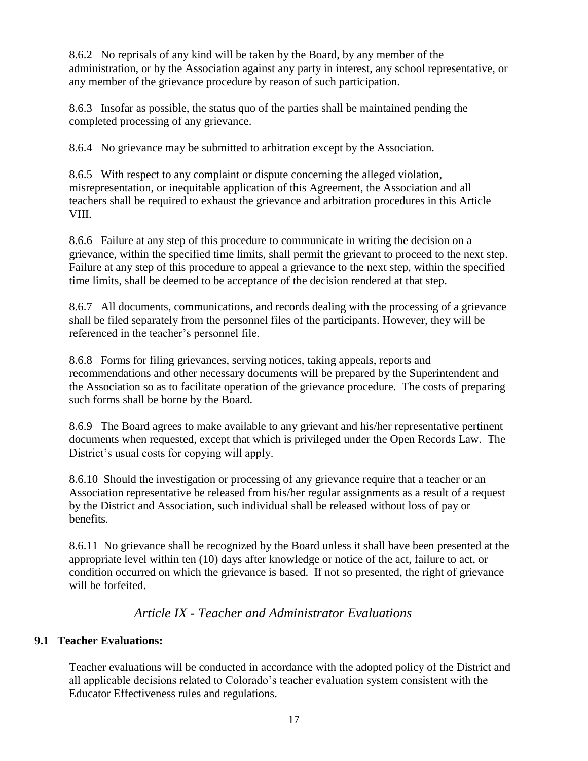8.6.2 No reprisals of any kind will be taken by the Board, by any member of the administration, or by the Association against any party in interest, any school representative, or any member of the grievance procedure by reason of such participation.

8.6.3 Insofar as possible, the status quo of the parties shall be maintained pending the completed processing of any grievance.

8.6.4 No grievance may be submitted to arbitration except by the Association.

8.6.5 With respect to any complaint or dispute concerning the alleged violation, misrepresentation, or inequitable application of this Agreement, the Association and all teachers shall be required to exhaust the grievance and arbitration procedures in this Article VIII.

8.6.6 Failure at any step of this procedure to communicate in writing the decision on a grievance, within the specified time limits, shall permit the grievant to proceed to the next step. Failure at any step of this procedure to appeal a grievance to the next step, within the specified time limits, shall be deemed to be acceptance of the decision rendered at that step.

8.6.7 All documents, communications, and records dealing with the processing of a grievance shall be filed separately from the personnel files of the participants. However, they will be referenced in the teacher's personnel file.

8.6.8 Forms for filing grievances, serving notices, taking appeals, reports and recommendations and other necessary documents will be prepared by the Superintendent and the Association so as to facilitate operation of the grievance procedure. The costs of preparing such forms shall be borne by the Board.

8.6.9 The Board agrees to make available to any grievant and his/her representative pertinent documents when requested, except that which is privileged under the Open Records Law. The District's usual costs for copying will apply.

8.6.10 Should the investigation or processing of any grievance require that a teacher or an Association representative be released from his/her regular assignments as a result of a request by the District and Association, such individual shall be released without loss of pay or benefits.

8.6.11 No grievance shall be recognized by the Board unless it shall have been presented at the appropriate level within ten (10) days after knowledge or notice of the act, failure to act, or condition occurred on which the grievance is based. If not so presented, the right of grievance will be forfeited.

## *Article IX - Teacher and Administrator Evaluations*

**9.1 Teacher Evaluations:**

Teacher evaluations will be conducted in accordance with the adopted policy of the District and all applicable decisions related to Colorado's teacher evaluation system consistent with the Educator Effectiveness rules and regulations.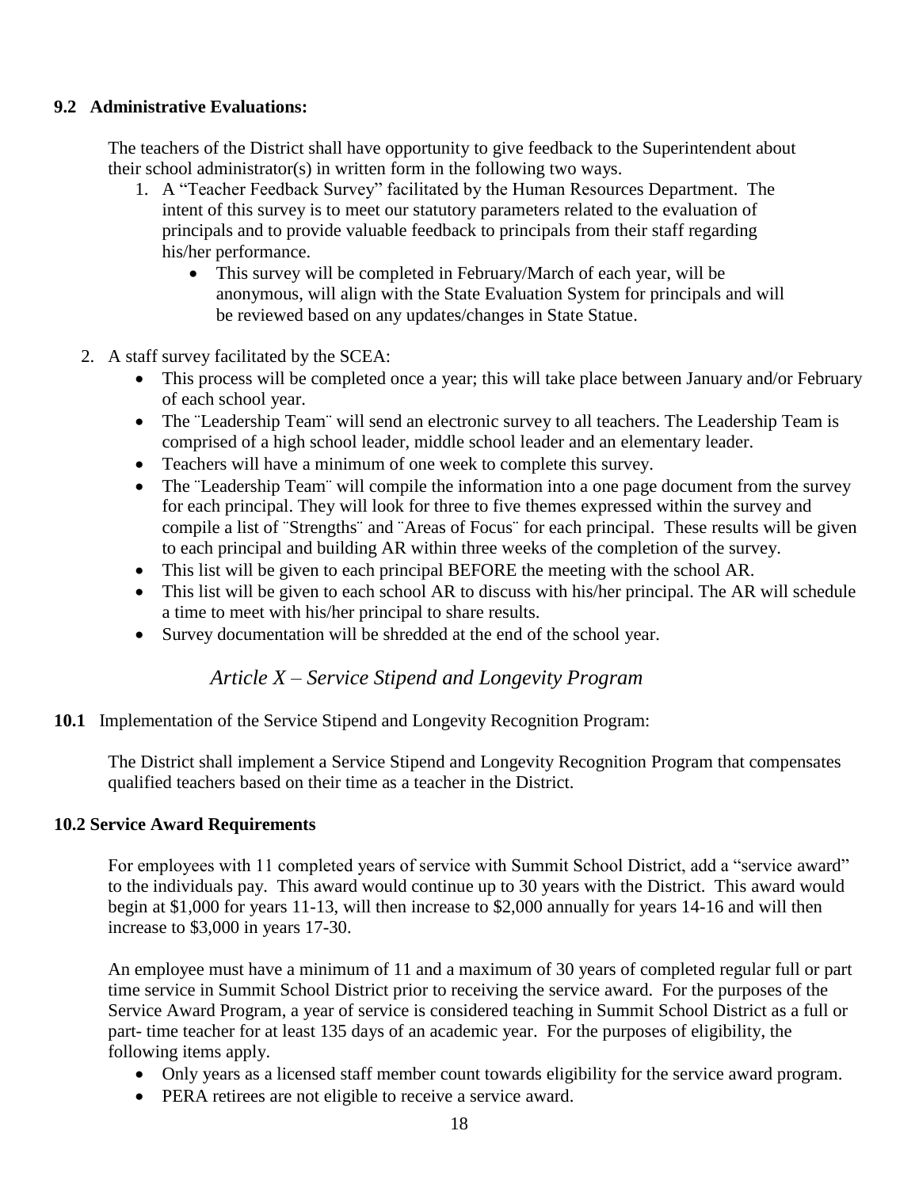**9.2 Administrative Evaluations:**

The teachers of the District shall have opportunity to give feedback to the Superintendent about their school administrator(s) in written form in the following two ways.

1. A "Teacher Feedback Survey" facilitated by the Human Resources Department. The intent of this survey is to meet our statutory parameters related to the evaluation of principals and to provide valuable feedback to principals from their staff regarding his/her performance.
    - This survey will be completed in February/March of each year, will be anonymous, will align with the State Evaluation System for principals and will be reviewed based on any updates/changes in State Statue.
2. A staff survey facilitated by the SCEA:
    - This process will be completed once a year; this will take place between January and/or February of each school year.
    - The ¨Leadership Team¨ will send an electronic survey to all teachers. The Leadership Team is comprised of a high school leader, middle school leader and an elementary leader.
    - Teachers will have a minimum of one week to complete this survey.
    - The ¨Leadership Team¨ will compile the information into a one page document from the survey for each principal. They will look for three to five themes expressed within the survey and compile a list of ¨Strengths¨ and ¨Areas of Focus¨ for each principal. These results will be given to each principal and building AR within three weeks of the completion of the survey.
    - This list will be given to each principal BEFORE the meeting with the school AR.
    - This list will be given to each school AR to discuss with his/her principal. The AR will schedule a time to meet with his/her principal to share results.
    - Survey documentation will be shredded at the end of the school year.

## *Article X – Service Stipend and Longevity Program*

**10.1** Implementation of the Service Stipend and Longevity Recognition Program:

The District shall implement a Service Stipend and Longevity Recognition Program that compensates qualified teachers based on their time as a teacher in the District.

**10.2 Service Award Requirements**

For employees with 11 completed years of service with Summit School District, add a "service award" to the individuals pay. This award would continue up to 30 years with the District. This award would begin at $1,000 for years 11-13, will then increase to $2,000 annually for years 14-16 and will then increase to $3,000 in years 17-30.

An employee must have a minimum of 11 and a maximum of 30 years of completed regular full or part time service in Summit School District prior to receiving the service award. For the purposes of the Service Award Program, a year of service is considered teaching in Summit School District as a full or part- time teacher for at least 135 days of an academic year. For the purposes of eligibility, the following items apply.

- Only years as a licensed staff member count towards eligibility for the service award program.
- PERA retirees are not eligible to receive a service award.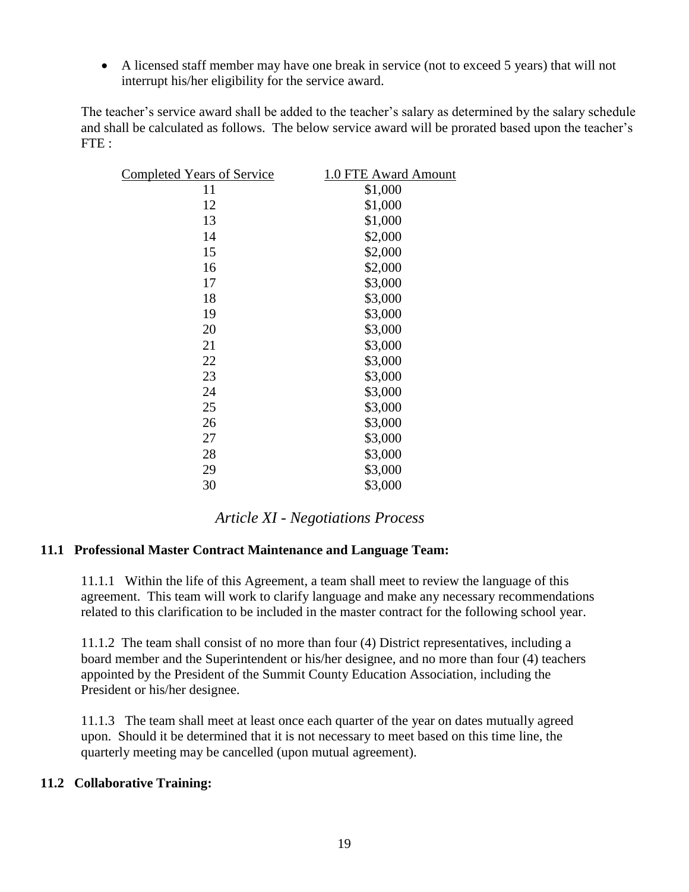- A licensed staff member may have one break in service (not to exceed 5 years) that will not interrupt his/her eligibility for the service award.

The teacher's service award shall be added to the teacher's salary as determined by the salary schedule and shall be calculated as follows. The below service award will be prorated based upon the teacher's FTE :

| Completed Years of Service | 1.0 FTE Award Amount |
|---|---|
| 11 | $1,000 |
| 12 | $1,000 |
| 13 | $1,000 |
| 14 | $2,000 |
| 15 | $2,000 |
| 16 | $2,000 |
| 17 | $3,000 |
| 18 | $3,000 |
| 19 | $3,000 |
| 20 | $3,000 |
| 21 | $3,000 |
| 22 | $3,000 |
| 23 | $3,000 |
| 24 | $3,000 |
| 25 | $3,000 |
| 26 | $3,000 |
| 27 | $3,000 |
| 28 | $3,000 |
| 29 | $3,000 |
| 30 | $3,000 |

## *Article XI - Negotiations Process*

### 11.1 Professional Master Contract Maintenance and Language Team:

11.1.1 Within the life of this Agreement, a team shall meet to review the language of this agreement. This team will work to clarify language and make any necessary recommendations related to this clarification to be included in the master contract for the following school year.

11.1.2 The team shall consist of no more than four (4) District representatives, including a board member and the Superintendent or his/her designee, and no more than four (4) teachers appointed by the President of the Summit County Education Association, including the President or his/her designee.

11.1.3 The team shall meet at least once each quarter of the year on dates mutually agreed upon. Should it be determined that it is not necessary to meet based on this time line, the quarterly meeting may be cancelled (upon mutual agreement).

### 11.2 Collaborative Training: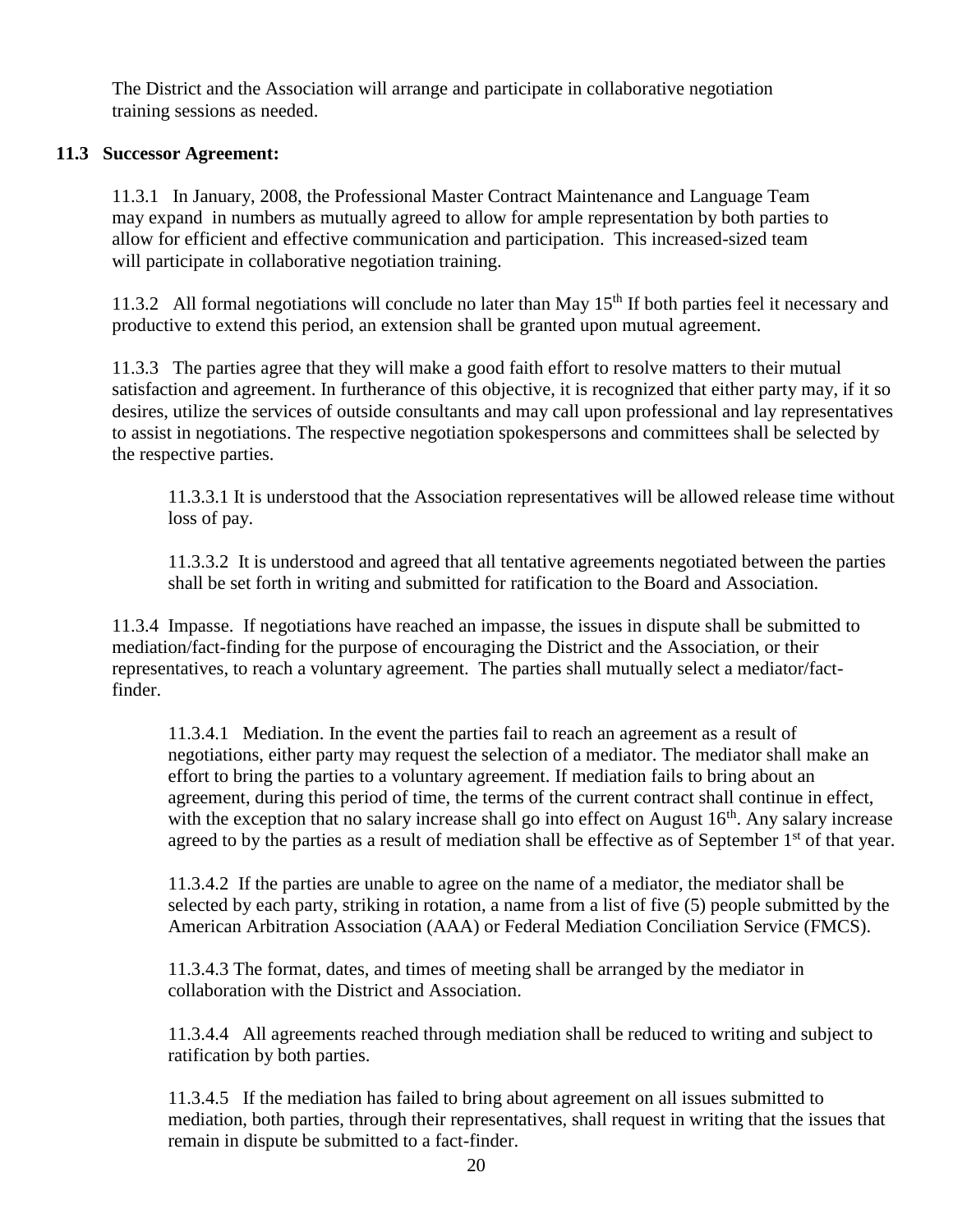The District and the Association will arrange and participate in collaborative negotiation training sessions as needed.

**11.3 Successor Agreement:**

11.3.1 In January, 2008, the Professional Master Contract Maintenance and Language Team may expand in numbers as mutually agreed to allow for ample representation by both parties to allow for efficient and effective communication and participation. This increased-sized team will participate in collaborative negotiation training.

11.3.2 All formal negotiations will conclude no later than May 15th If both parties feel it necessary and productive to extend this period, an extension shall be granted upon mutual agreement.

11.3.3 The parties agree that they will make a good faith effort to resolve matters to their mutual satisfaction and agreement. In furtherance of this objective, it is recognized that either party may, if it so desires, utilize the services of outside consultants and may call upon professional and lay representatives to assist in negotiations. The respective negotiation spokespersons and committees shall be selected by the respective parties.

11.3.3.1 It is understood that the Association representatives will be allowed release time without loss of pay.

11.3.3.2 It is understood and agreed that all tentative agreements negotiated between the parties shall be set forth in writing and submitted for ratification to the Board and Association.

11.3.4 Impasse. If negotiations have reached an impasse, the issues in dispute shall be submitted to mediation/fact-finding for the purpose of encouraging the District and the Association, or their representatives, to reach a voluntary agreement. The parties shall mutually select a mediator/fact-finder.

11.3.4.1 Mediation. In the event the parties fail to reach an agreement as a result of negotiations, either party may request the selection of a mediator. The mediator shall make an effort to bring the parties to a voluntary agreement. If mediation fails to bring about an agreement, during this period of time, the terms of the current contract shall continue in effect, with the exception that no salary increase shall go into effect on August 16th. Any salary increase agreed to by the parties as a result of mediation shall be effective as of September 1st of that year.

11.3.4.2 If the parties are unable to agree on the name of a mediator, the mediator shall be selected by each party, striking in rotation, a name from a list of five (5) people submitted by the American Arbitration Association (AAA) or Federal Mediation Conciliation Service (FMCS).

11.3.4.3 The format, dates, and times of meeting shall be arranged by the mediator in collaboration with the District and Association.

11.3.4.4 All agreements reached through mediation shall be reduced to writing and subject to ratification by both parties.

11.3.4.5 If the mediation has failed to bring about agreement on all issues submitted to mediation, both parties, through their representatives, shall request in writing that the issues that remain in dispute be submitted to a fact-finder.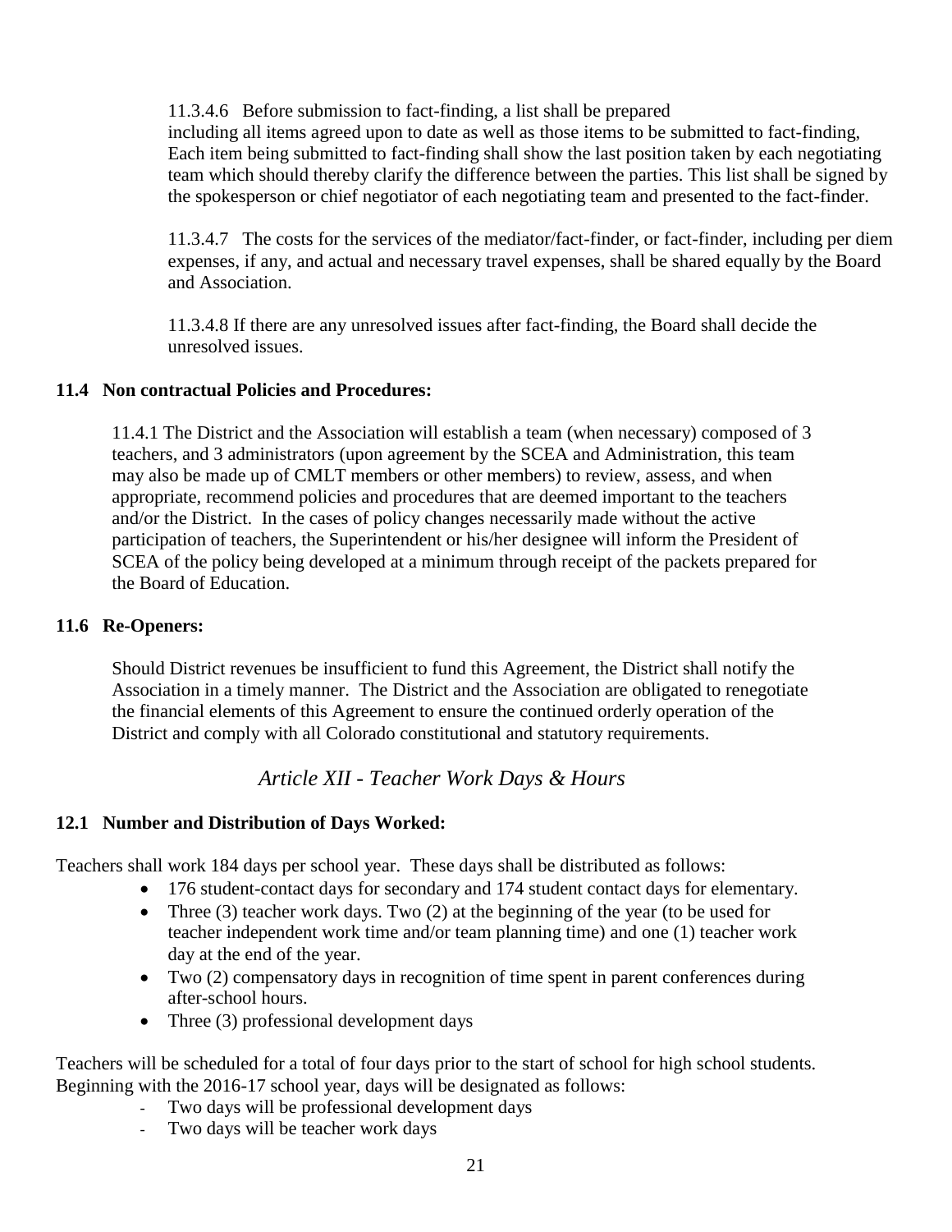11.3.4.6 Before submission to fact-finding, a list shall be prepared including all items agreed upon to date as well as those items to be submitted to fact-finding, Each item being submitted to fact-finding shall show the last position taken by each negotiating team which should thereby clarify the difference between the parties. This list shall be signed by the spokesperson or chief negotiator of each negotiating team and presented to the fact-finder.

11.3.4.7 The costs for the services of the mediator/fact-finder, or fact-finder, including per diem expenses, if any, and actual and necessary travel expenses, shall be shared equally by the Board and Association.

11.3.4.8 If there are any unresolved issues after fact-finding, the Board shall decide the unresolved issues.

**11.4 Non contractual Policies and Procedures:**

11.4.1 The District and the Association will establish a team (when necessary) composed of 3 teachers, and 3 administrators (upon agreement by the SCEA and Administration, this team may also be made up of CMLT members or other members) to review, assess, and when appropriate, recommend policies and procedures that are deemed important to the teachers and/or the District. In the cases of policy changes necessarily made without the active participation of teachers, the Superintendent or his/her designee will inform the President of SCEA of the policy being developed at a minimum through receipt of the packets prepared for the Board of Education.

**11.6 Re-Openers:**

Should District revenues be insufficient to fund this Agreement, the District shall notify the Association in a timely manner. The District and the Association are obligated to renegotiate the financial elements of this Agreement to ensure the continued orderly operation of the District and comply with all Colorado constitutional and statutory requirements.

## *Article XII - Teacher Work Days & Hours*

**12.1 Number and Distribution of Days Worked:**

Teachers shall work 184 days per school year. These days shall be distributed as follows:

- 176 student-contact days for secondary and 174 student contact days for elementary.
- Three (3) teacher work days. Two (2) at the beginning of the year (to be used for teacher independent work time and/or team planning time) and one (1) teacher work day at the end of the year.
- Two (2) compensatory days in recognition of time spent in parent conferences during after-school hours.
- Three (3) professional development days

Teachers will be scheduled for a total of four days prior to the start of school for high school students. Beginning with the 2016-17 school year, days will be designated as follows:

- Two days will be professional development days
- Two days will be teacher work days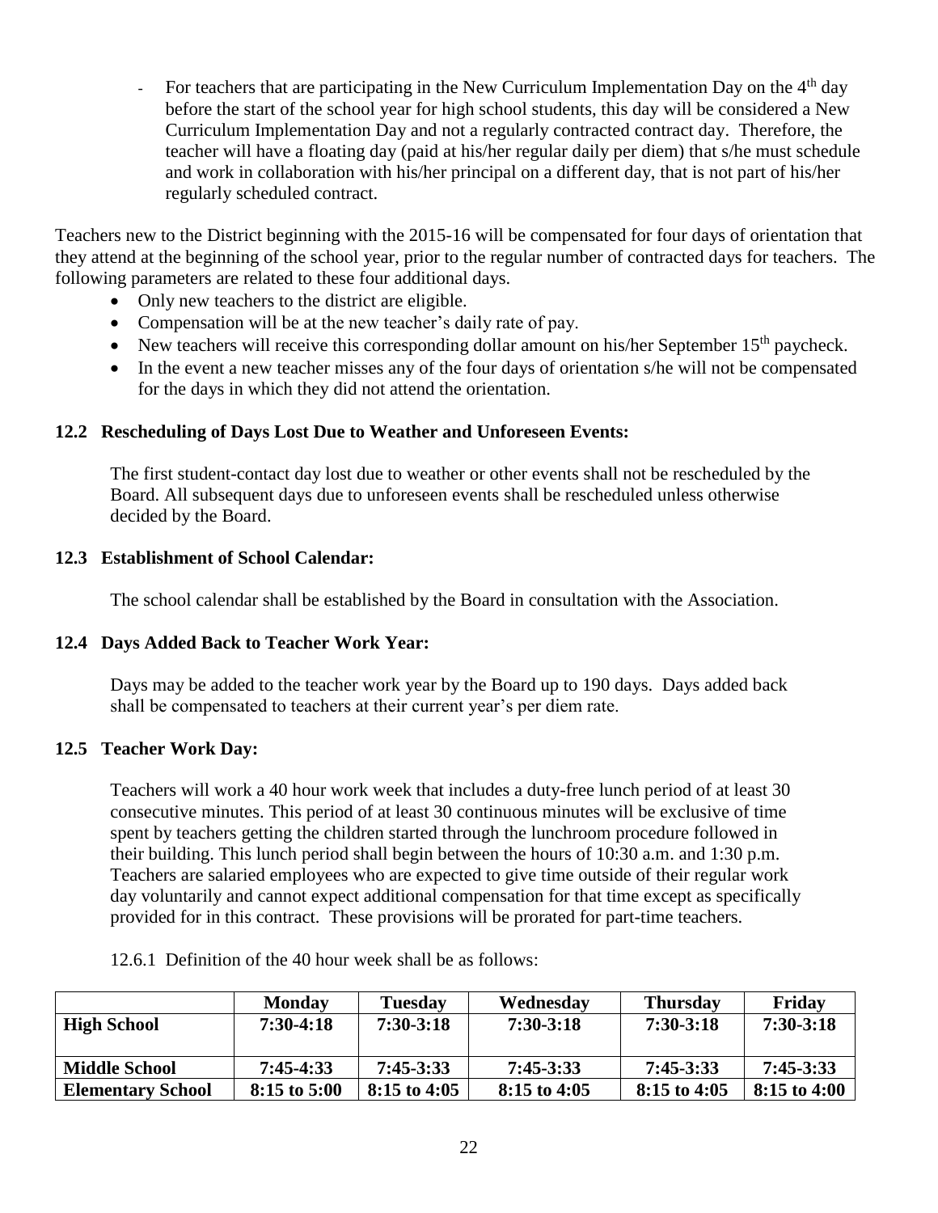- For teachers that are participating in the New Curriculum Implementation Day on the 4th day before the start of the school year for high school students, this day will be considered a New Curriculum Implementation Day and not a regularly contracted contract day. Therefore, the teacher will have a floating day (paid at his/her regular daily per diem) that s/he must schedule and work in collaboration with his/her principal on a different day, that is not part of his/her regularly scheduled contract.

Teachers new to the District beginning with the 2015-16 will be compensated for four days of orientation that they attend at the beginning of the school year, prior to the regular number of contracted days for teachers. The following parameters are related to these four additional days.

- Only new teachers to the district are eligible.
- Compensation will be at the new teacher's daily rate of pay.
- New teachers will receive this corresponding dollar amount on his/her September 15th paycheck.
- In the event a new teacher misses any of the four days of orientation s/he will not be compensated for the days in which they did not attend the orientation.

### 12.2 Rescheduling of Days Lost Due to Weather and Unforeseen Events:

The first student-contact day lost due to weather or other events shall not be rescheduled by the Board. All subsequent days due to unforeseen events shall be rescheduled unless otherwise decided by the Board.

### 12.3 Establishment of School Calendar:

The school calendar shall be established by the Board in consultation with the Association.

### 12.4 Days Added Back to Teacher Work Year:

Days may be added to the teacher work year by the Board up to 190 days. Days added back shall be compensated to teachers at their current year's per diem rate.

### 12.5 Teacher Work Day:

Teachers will work a 40 hour work week that includes a duty-free lunch period of at least 30 consecutive minutes. This period of at least 30 continuous minutes will be exclusive of time spent by teachers getting the children started through the lunchroom procedure followed in their building. This lunch period shall begin between the hours of 10:30 a.m. and 1:30 p.m. Teachers are salaried employees who are expected to give time outside of their regular work day voluntarily and cannot expect additional compensation for that time except as specifically provided for in this contract. These provisions will be prorated for part-time teachers.

12.6.1 Definition of the 40 hour week shall be as follows:

| | **Monday** | **Tuesday** | **Wednesday** | **Thursday** | **Friday** |
|---|---|---|---|---|---|
| **High School** | **7:30-4:18** | **7:30-3:18** | **7:30-3:18** | **7:30-3:18** | **7:30-3:18** |
| **Middle School** | **7:45-4:33** | **7:45-3:33** | **7:45-3:33** | **7:45-3:33** | **7:45-3:33** |
| **Elementary School** | **8:15 to 5:00** | **8:15 to 4:05** | **8:15 to 4:05** | **8:15 to 4:05** | **8:15 to 4:00** |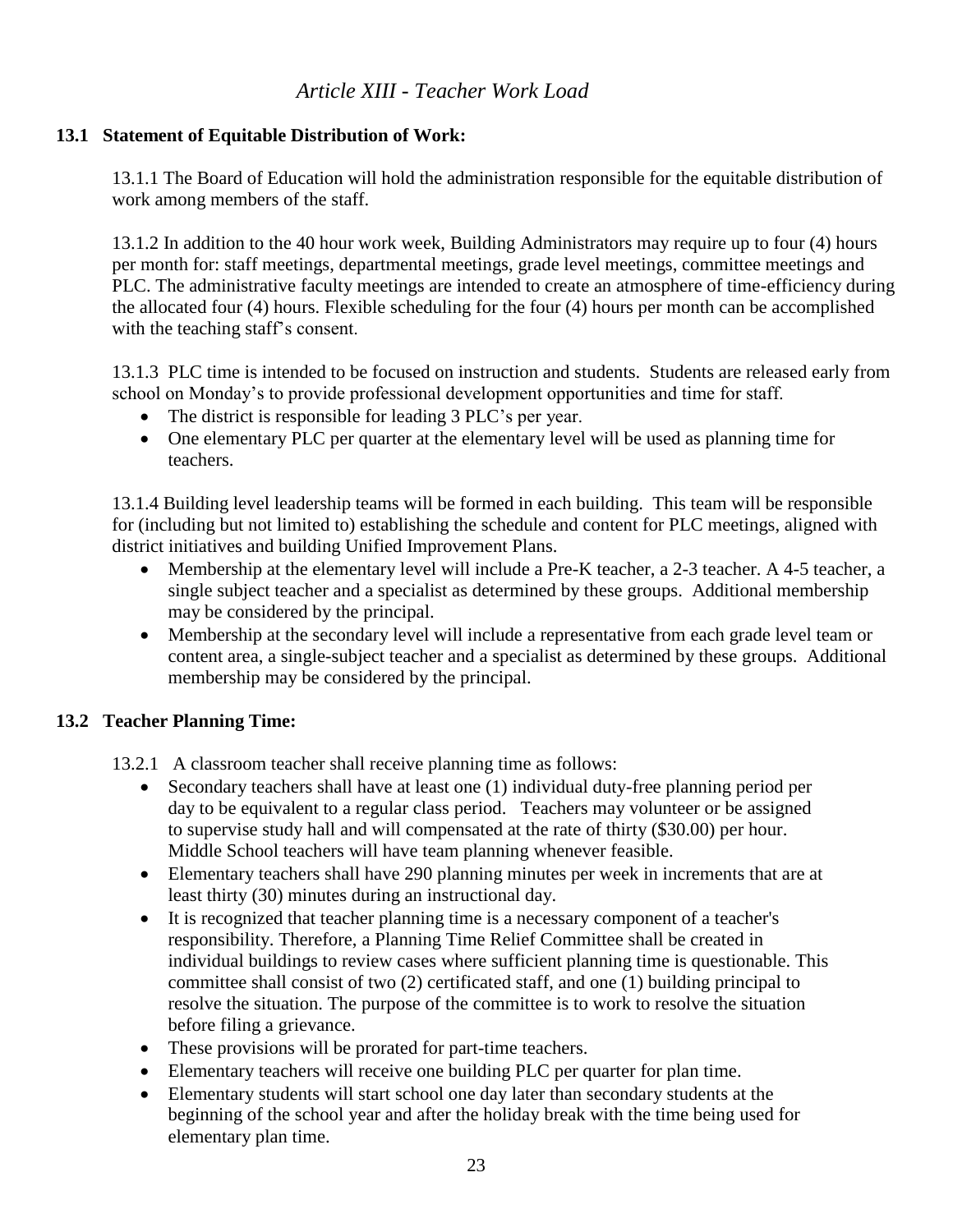# *Article XIII - Teacher Work Load*

## 13.1 Statement of Equitable Distribution of Work:

13.1.1 The Board of Education will hold the administration responsible for the equitable distribution of work among members of the staff.

13.1.2 In addition to the 40 hour work week, Building Administrators may require up to four (4) hours per month for: staff meetings, departmental meetings, grade level meetings, committee meetings and PLC. The administrative faculty meetings are intended to create an atmosphere of time-efficiency during the allocated four (4) hours. Flexible scheduling for the four (4) hours per month can be accomplished with the teaching staff's consent.

13.1.3 PLC time is intended to be focused on instruction and students. Students are released early from school on Monday's to provide professional development opportunities and time for staff.

- The district is responsible for leading 3 PLC's per year.
- One elementary PLC per quarter at the elementary level will be used as planning time for teachers.

13.1.4 Building level leadership teams will be formed in each building. This team will be responsible for (including but not limited to) establishing the schedule and content for PLC meetings, aligned with district initiatives and building Unified Improvement Plans.

- Membership at the elementary level will include a Pre-K teacher, a 2-3 teacher. A 4-5 teacher, a single subject teacher and a specialist as determined by these groups. Additional membership may be considered by the principal.
- Membership at the secondary level will include a representative from each grade level team or content area, a single-subject teacher and a specialist as determined by these groups. Additional membership may be considered by the principal.

## 13.2 Teacher Planning Time:

13.2.1 A classroom teacher shall receive planning time as follows:

- Secondary teachers shall have at least one (1) individual duty-free planning period per day to be equivalent to a regular class period. Teachers may volunteer or be assigned to supervise study hall and will compensated at the rate of thirty ($30.00) per hour. Middle School teachers will have team planning whenever feasible.
- Elementary teachers shall have 290 planning minutes per week in increments that are at least thirty (30) minutes during an instructional day.
- It is recognized that teacher planning time is a necessary component of a teacher's responsibility. Therefore, a Planning Time Relief Committee shall be created in individual buildings to review cases where sufficient planning time is questionable. This committee shall consist of two (2) certificated staff, and one (1) building principal to resolve the situation. The purpose of the committee is to work to resolve the situation before filing a grievance.
- These provisions will be prorated for part-time teachers.
- Elementary teachers will receive one building PLC per quarter for plan time.
- Elementary students will start school one day later than secondary students at the beginning of the school year and after the holiday break with the time being used for elementary plan time.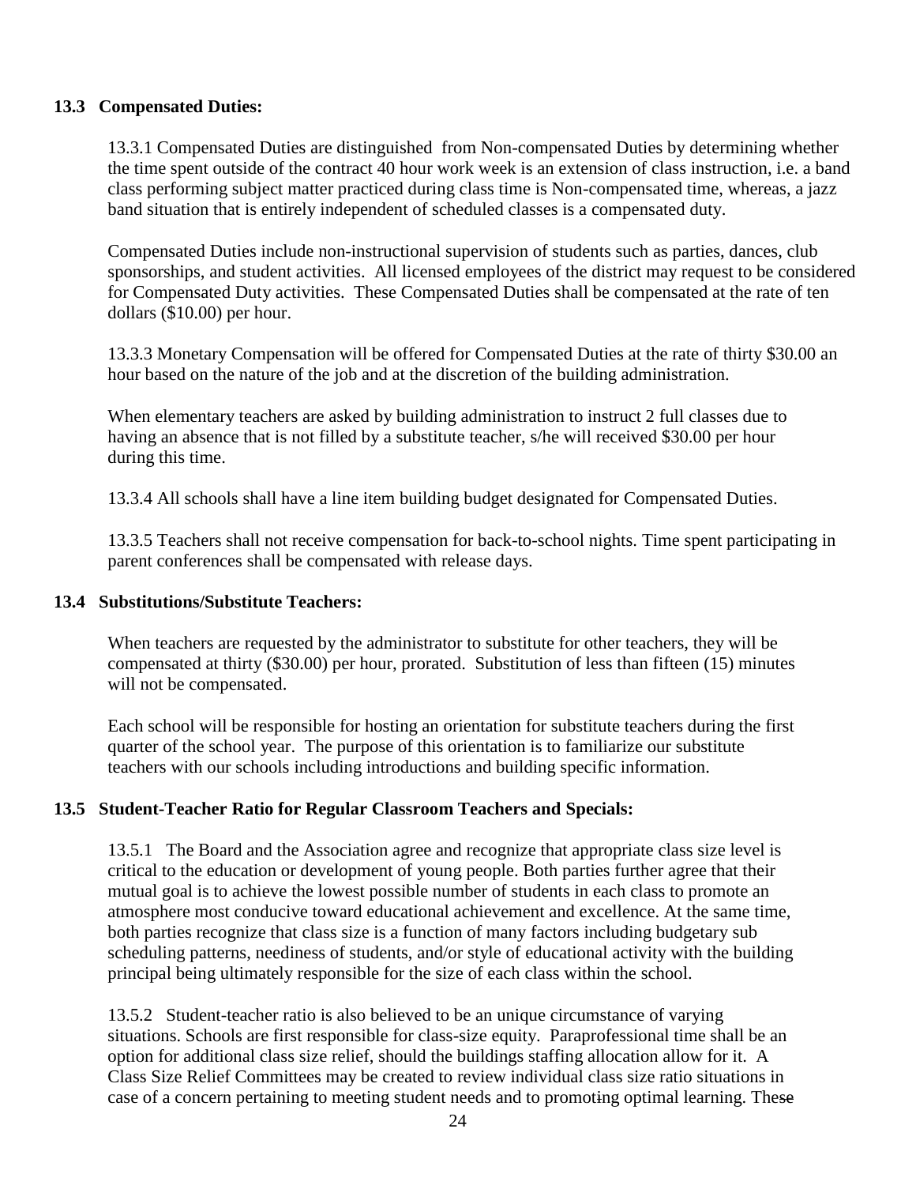### 13.3 Compensated Duties:

13.3.1 Compensated Duties are distinguished from Non-compensated Duties by determining whether the time spent outside of the contract 40 hour work week is an extension of class instruction, i.e. a band class performing subject matter practiced during class time is Non-compensated time, whereas, a jazz band situation that is entirely independent of scheduled classes is a compensated duty.

Compensated Duties include non-instructional supervision of students such as parties, dances, club sponsorships, and student activities. All licensed employees of the district may request to be considered for Compensated Duty activities. These Compensated Duties shall be compensated at the rate of ten dollars ($10.00) per hour.

13.3.3 Monetary Compensation will be offered for Compensated Duties at the rate of thirty $30.00 an hour based on the nature of the job and at the discretion of the building administration.

When elementary teachers are asked by building administration to instruct 2 full classes due to having an absence that is not filled by a substitute teacher, s/he will received $30.00 per hour during this time.

13.3.4 All schools shall have a line item building budget designated for Compensated Duties.

13.3.5 Teachers shall not receive compensation for back-to-school nights. Time spent participating in parent conferences shall be compensated with release days.

### 13.4 Substitutions/Substitute Teachers:

When teachers are requested by the administrator to substitute for other teachers, they will be compensated at thirty ($30.00) per hour, prorated. Substitution of less than fifteen (15) minutes will not be compensated.

Each school will be responsible for hosting an orientation for substitute teachers during the first quarter of the school year. The purpose of this orientation is to familiarize our substitute teachers with our schools including introductions and building specific information.

### 13.5 Student-Teacher Ratio for Regular Classroom Teachers and Specials:

13.5.1 The Board and the Association agree and recognize that appropriate class size level is critical to the education or development of young people. Both parties further agree that their mutual goal is to achieve the lowest possible number of students in each class to promote an atmosphere most conducive toward educational achievement and excellence. At the same time, both parties recognize that class size is a function of many factors including budgetary sub scheduling patterns, neediness of students, and/or style of educational activity with the building principal being ultimately responsible for the size of each class within the school.

13.5.2 Student-teacher ratio is also believed to be an unique circumstance of varying situations. Schools are first responsible for class-size equity. Paraprofessional time shall be an option for additional class size relief, should the buildings staffing allocation allow for it. A Class Size Relief Committees may be created to review individual class size ratio situations in case of a concern pertaining to meeting student needs and to promoting optimal learning. These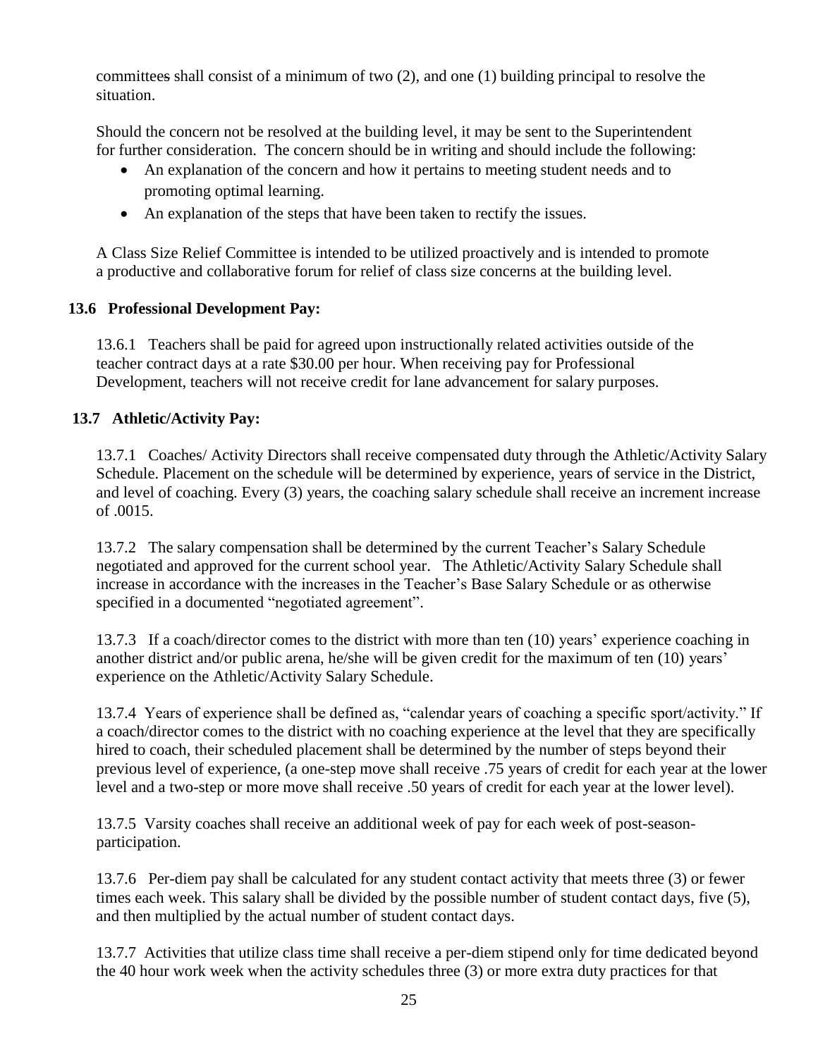committees shall consist of a minimum of two (2), and one (1) building principal to resolve the situation.

Should the concern not be resolved at the building level, it may be sent to the Superintendent for further consideration. The concern should be in writing and should include the following:

- An explanation of the concern and how it pertains to meeting student needs and to promoting optimal learning.
- An explanation of the steps that have been taken to rectify the issues.

A Class Size Relief Committee is intended to be utilized proactively and is intended to promote a productive and collaborative forum for relief of class size concerns at the building level.

### 13.6 Professional Development Pay:

13.6.1 Teachers shall be paid for agreed upon instructionally related activities outside of the teacher contract days at a rate $30.00 per hour. When receiving pay for Professional Development, teachers will not receive credit for lane advancement for salary purposes.

### 13.7 Athletic/Activity Pay:

13.7.1 Coaches/ Activity Directors shall receive compensated duty through the Athletic/Activity Salary Schedule. Placement on the schedule will be determined by experience, years of service in the District, and level of coaching. Every (3) years, the coaching salary schedule shall receive an increment increase of .0015.

13.7.2 The salary compensation shall be determined by the current Teacher's Salary Schedule negotiated and approved for the current school year. The Athletic/Activity Salary Schedule shall increase in accordance with the increases in the Teacher's Base Salary Schedule or as otherwise specified in a documented "negotiated agreement".

13.7.3 If a coach/director comes to the district with more than ten (10) years' experience coaching in another district and/or public arena, he/she will be given credit for the maximum of ten (10) years' experience on the Athletic/Activity Salary Schedule.

13.7.4 Years of experience shall be defined as, "calendar years of coaching a specific sport/activity." If a coach/director comes to the district with no coaching experience at the level that they are specifically hired to coach, their scheduled placement shall be determined by the number of steps beyond their previous level of experience, (a one-step move shall receive .75 years of credit for each year at the lower level and a two-step or more move shall receive .50 years of credit for each year at the lower level).

13.7.5 Varsity coaches shall receive an additional week of pay for each week of post-season-participation.

13.7.6 Per-diem pay shall be calculated for any student contact activity that meets three (3) or fewer times each week. This salary shall be divided by the possible number of student contact days, five (5), and then multiplied by the actual number of student contact days.

13.7.7 Activities that utilize class time shall receive a per-diem stipend only for time dedicated beyond the 40 hour work week when the activity schedules three (3) or more extra duty practices for that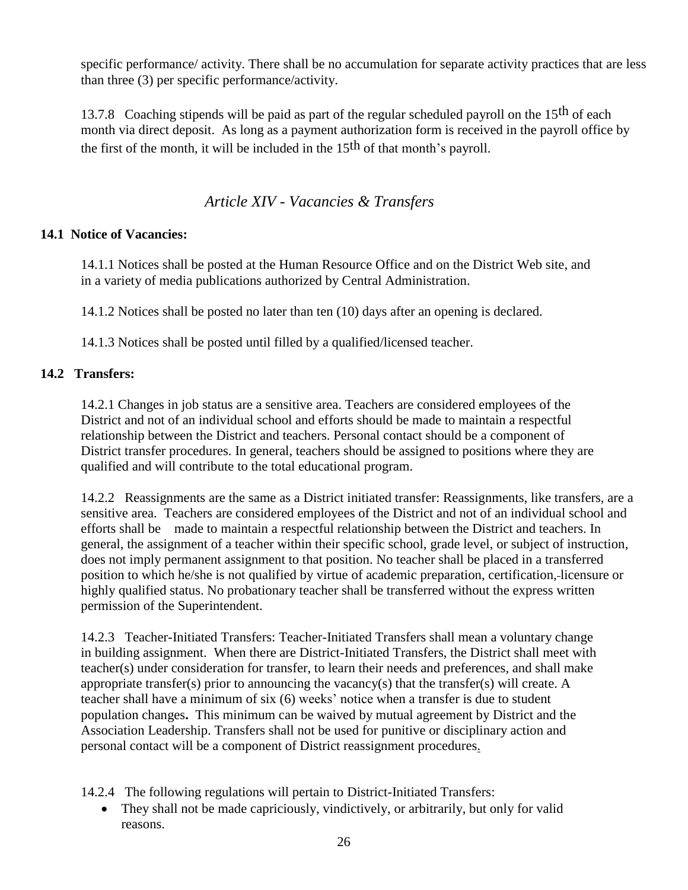specific performance/ activity. There shall be no accumulation for separate activity practices that are less than three (3) per specific performance/activity.

13.7.8 Coaching stipends will be paid as part of the regular scheduled payroll on the 15th of each month via direct deposit. As long as a payment authorization form is received in the payroll office by the first of the month, it will be included in the 15th of that month's payroll.

## *Article XIV - Vacancies & Transfers*

**14.1 Notice of Vacancies:**

14.1.1 Notices shall be posted at the Human Resource Office and on the District Web site, and in a variety of media publications authorized by Central Administration.

14.1.2 Notices shall be posted no later than ten (10) days after an opening is declared.

14.1.3 Notices shall be posted until filled by a qualified/licensed teacher.

**14.2 Transfers:**

14.2.1 Changes in job status are a sensitive area. Teachers are considered employees of the District and not of an individual school and efforts should be made to maintain a respectful relationship between the District and teachers. Personal contact should be a component of District transfer procedures. In general, teachers should be assigned to positions where they are qualified and will contribute to the total educational program.

14.2.2 Reassignments are the same as a District initiated transfer: Reassignments, like transfers, are a sensitive area. Teachers are considered employees of the District and not of an individual school and efforts shall be made to maintain a respectful relationship between the District and teachers. In general, the assignment of a teacher within their specific school, grade level, or subject of instruction, does not imply permanent assignment to that position. No teacher shall be placed in a transferred position to which he/she is not qualified by virtue of academic preparation, certification, licensure or highly qualified status. No probationary teacher shall be transferred without the express written permission of the Superintendent.

14.2.3 Teacher-Initiated Transfers: Teacher-Initiated Transfers shall mean a voluntary change in building assignment. When there are District-Initiated Transfers, the District shall meet with teacher(s) under consideration for transfer, to learn their needs and preferences, and shall make appropriate transfer(s) prior to announcing the vacancy(s) that the transfer(s) will create. A teacher shall have a minimum of six (6) weeks' notice when a transfer is due to student population changes**.** This minimum can be waived by mutual agreement by District and the Association Leadership. Transfers shall not be used for punitive or disciplinary action and personal contact will be a component of District reassignment procedures.

14.2.4 The following regulations will pertain to District-Initiated Transfers:

- They shall not be made capriciously, vindictively, or arbitrarily, but only for valid reasons.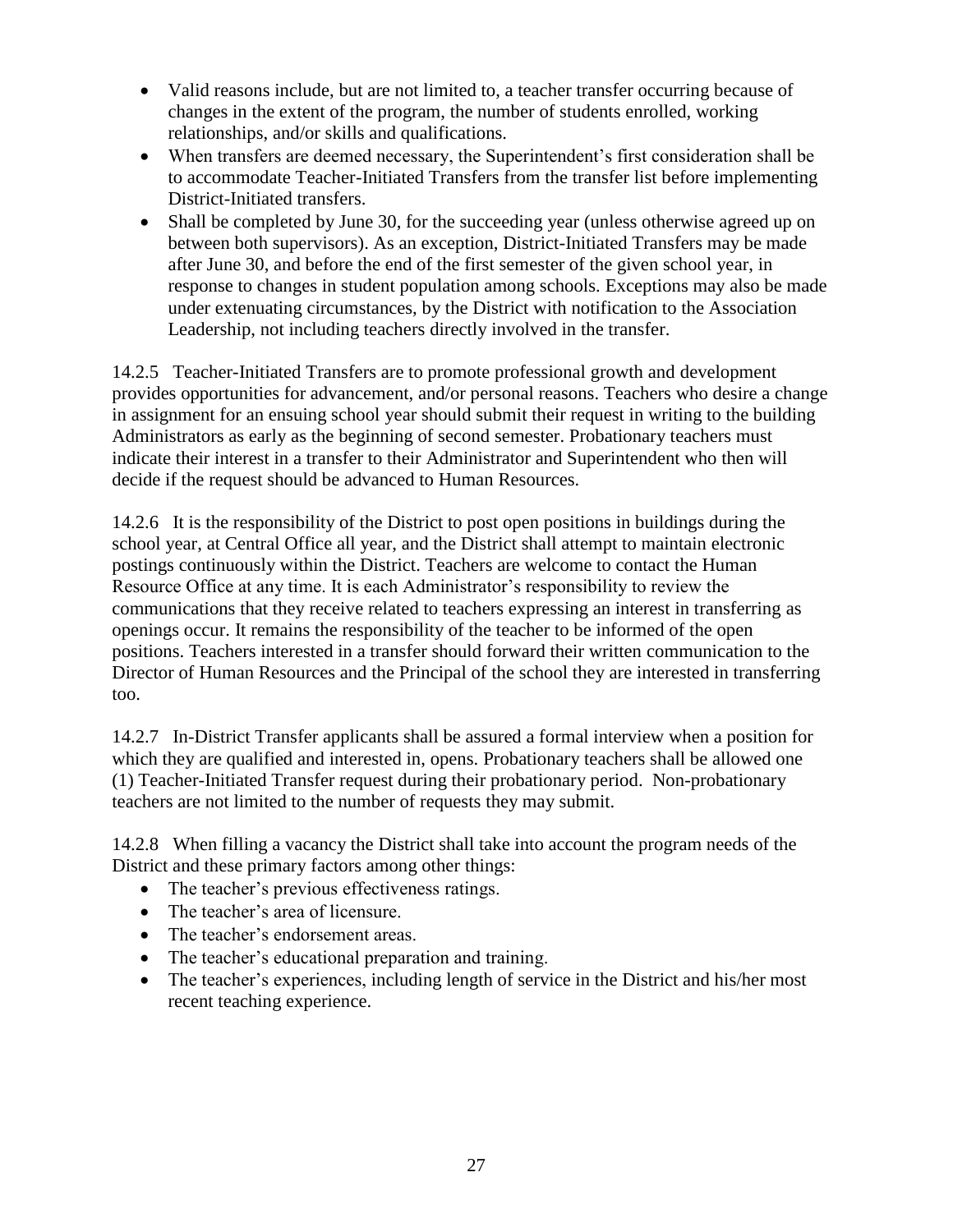- Valid reasons include, but are not limited to, a teacher transfer occurring because of changes in the extent of the program, the number of students enrolled, working relationships, and/or skills and qualifications.
- When transfers are deemed necessary, the Superintendent's first consideration shall be to accommodate Teacher-Initiated Transfers from the transfer list before implementing District-Initiated transfers.
- Shall be completed by June 30, for the succeeding year (unless otherwise agreed up on between both supervisors). As an exception, District-Initiated Transfers may be made after June 30, and before the end of the first semester of the given school year, in response to changes in student population among schools. Exceptions may also be made under extenuating circumstances, by the District with notification to the Association Leadership, not including teachers directly involved in the transfer.

14.2.5 Teacher-Initiated Transfers are to promote professional growth and development provides opportunities for advancement, and/or personal reasons. Teachers who desire a change in assignment for an ensuing school year should submit their request in writing to the building Administrators as early as the beginning of second semester. Probationary teachers must indicate their interest in a transfer to their Administrator and Superintendent who then will decide if the request should be advanced to Human Resources.

14.2.6 It is the responsibility of the District to post open positions in buildings during the school year, at Central Office all year, and the District shall attempt to maintain electronic postings continuously within the District. Teachers are welcome to contact the Human Resource Office at any time. It is each Administrator's responsibility to review the communications that they receive related to teachers expressing an interest in transferring as openings occur. It remains the responsibility of the teacher to be informed of the open positions. Teachers interested in a transfer should forward their written communication to the Director of Human Resources and the Principal of the school they are interested in transferring too.

14.2.7 In-District Transfer applicants shall be assured a formal interview when a position for which they are qualified and interested in, opens. Probationary teachers shall be allowed one (1) Teacher-Initiated Transfer request during their probationary period. Non-probationary teachers are not limited to the number of requests they may submit.

14.2.8 When filling a vacancy the District shall take into account the program needs of the District and these primary factors among other things:

- The teacher's previous effectiveness ratings.
- The teacher's area of licensure.
- The teacher's endorsement areas.
- The teacher's educational preparation and training.
- The teacher's experiences, including length of service in the District and his/her most recent teaching experience.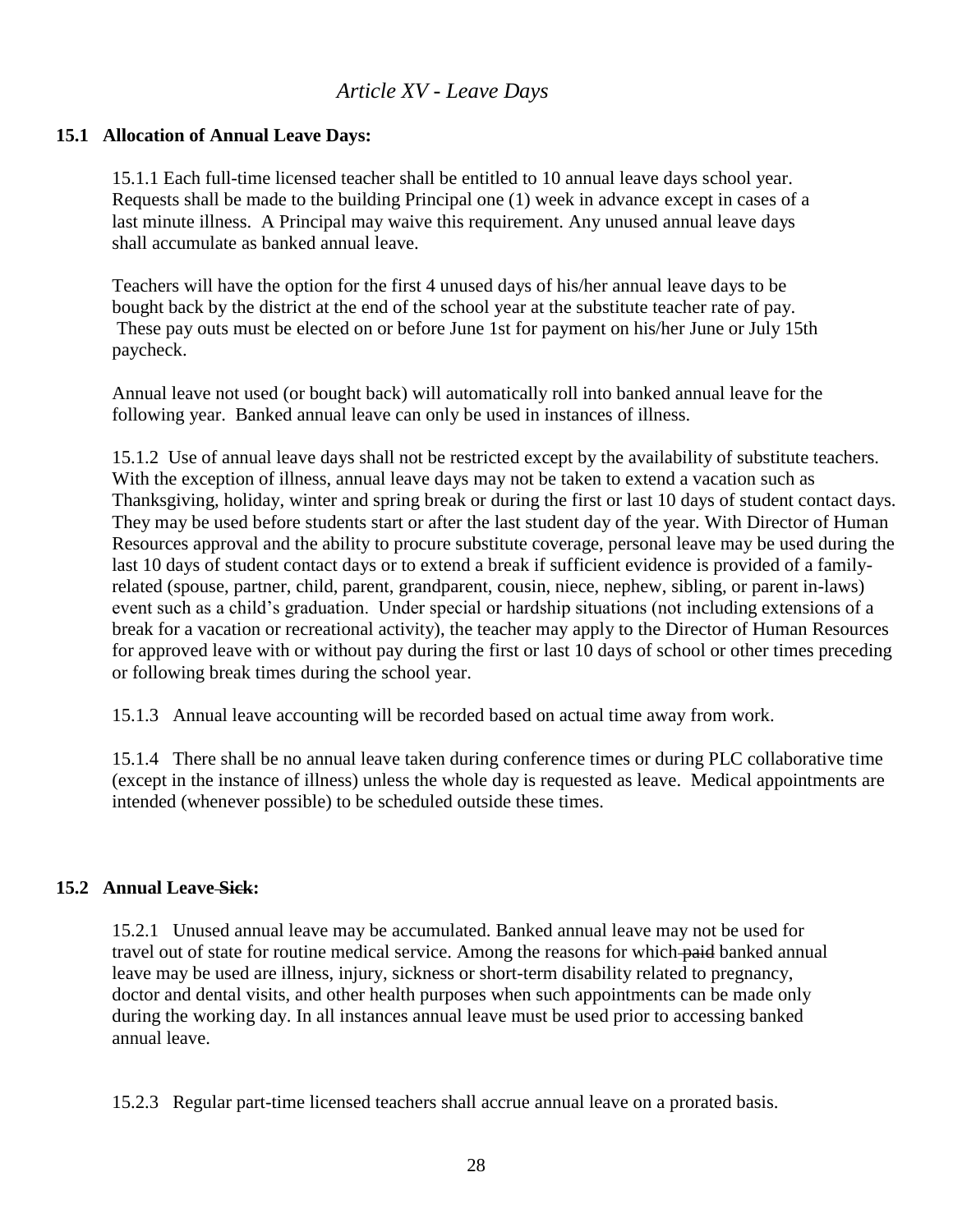# *Article XV - Leave Days*

**15.1 Allocation of Annual Leave Days:**

15.1.1 Each full-time licensed teacher shall be entitled to 10 annual leave days school year. Requests shall be made to the building Principal one (1) week in advance except in cases of a last minute illness. A Principal may waive this requirement. Any unused annual leave days shall accumulate as banked annual leave.

Teachers will have the option for the first 4 unused days of his/her annual leave days to be bought back by the district at the end of the school year at the substitute teacher rate of pay. These pay outs must be elected on or before June 1st for payment on his/her June or July 15th paycheck.

Annual leave not used (or bought back) will automatically roll into banked annual leave for the following year. Banked annual leave can only be used in instances of illness.

15.1.2 Use of annual leave days shall not be restricted except by the availability of substitute teachers. With the exception of illness, annual leave days may not be taken to extend a vacation such as Thanksgiving, holiday, winter and spring break or during the first or last 10 days of student contact days. They may be used before students start or after the last student day of the year. With Director of Human Resources approval and the ability to procure substitute coverage, personal leave may be used during the last 10 days of student contact days or to extend a break if sufficient evidence is provided of a family-related (spouse, partner, child, parent, grandparent, cousin, niece, nephew, sibling, or parent in-laws) event such as a child's graduation. Under special or hardship situations (not including extensions of a break for a vacation or recreational activity), the teacher may apply to the Director of Human Resources for approved leave with or without pay during the first or last 10 days of school or other times preceding or following break times during the school year.

15.1.3 Annual leave accounting will be recorded based on actual time away from work.

15.1.4 There shall be no annual leave taken during conference times or during PLC collaborative time (except in the instance of illness) unless the whole day is requested as leave. Medical appointments are intended (whenever possible) to be scheduled outside these times.

**15.2 Annual Leave ~~Sick~~:**

15.2.1 Unused annual leave may be accumulated. Banked annual leave may not be used for travel out of state for routine medical service. Among the reasons for which ~~paid~~ banked annual leave may be used are illness, injury, sickness or short-term disability related to pregnancy, doctor and dental visits, and other health purposes when such appointments can be made only during the working day. In all instances annual leave must be used prior to accessing banked annual leave.

15.2.3 Regular part-time licensed teachers shall accrue annual leave on a prorated basis.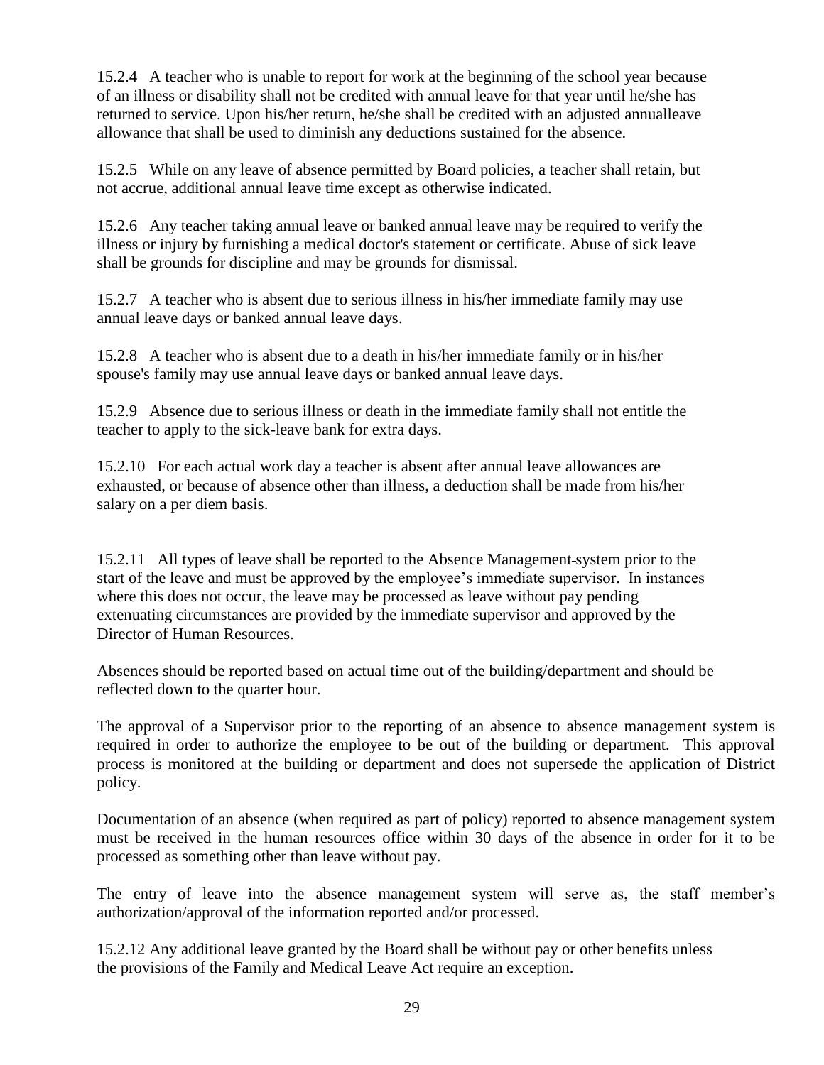15.2.4 A teacher who is unable to report for work at the beginning of the school year because of an illness or disability shall not be credited with annual leave for that year until he/she has returned to service. Upon his/her return, he/she shall be credited with an adjusted annualleave allowance that shall be used to diminish any deductions sustained for the absence.

15.2.5 While on any leave of absence permitted by Board policies, a teacher shall retain, but not accrue, additional annual leave time except as otherwise indicated.

15.2.6 Any teacher taking annual leave or banked annual leave may be required to verify the illness or injury by furnishing a medical doctor's statement or certificate. Abuse of sick leave shall be grounds for discipline and may be grounds for dismissal.

15.2.7 A teacher who is absent due to serious illness in his/her immediate family may use annual leave days or banked annual leave days.

15.2.8 A teacher who is absent due to a death in his/her immediate family or in his/her spouse's family may use annual leave days or banked annual leave days.

15.2.9 Absence due to serious illness or death in the immediate family shall not entitle the teacher to apply to the sick-leave bank for extra days.

15.2.10 For each actual work day a teacher is absent after annual leave allowances are exhausted, or because of absence other than illness, a deduction shall be made from his/her salary on a per diem basis.

15.2.11 All types of leave shall be reported to the Absence Management system prior to the start of the leave and must be approved by the employee's immediate supervisor. In instances where this does not occur, the leave may be processed as leave without pay pending extenuating circumstances are provided by the immediate supervisor and approved by the Director of Human Resources.

Absences should be reported based on actual time out of the building/department and should be reflected down to the quarter hour.

The approval of a Supervisor prior to the reporting of an absence to absence management system is required in order to authorize the employee to be out of the building or department. This approval process is monitored at the building or department and does not supersede the application of District policy.

Documentation of an absence (when required as part of policy) reported to absence management system must be received in the human resources office within 30 days of the absence in order for it to be processed as something other than leave without pay.

The entry of leave into the absence management system will serve as, the staff member's authorization/approval of the information reported and/or processed.

15.2.12 Any additional leave granted by the Board shall be without pay or other benefits unless the provisions of the Family and Medical Leave Act require an exception.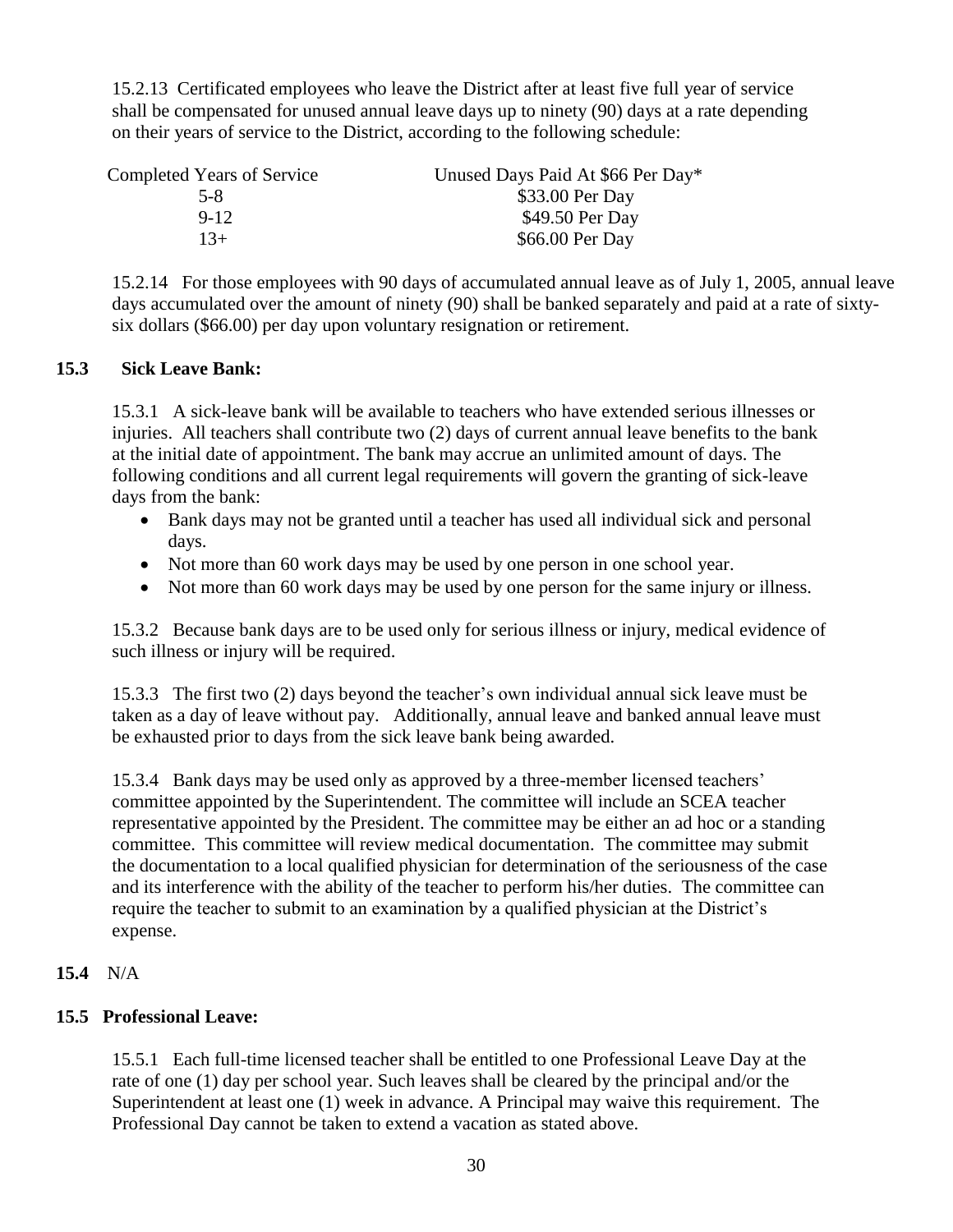15.2.13 Certificated employees who leave the District after at least five full year of service shall be compensated for unused annual leave days up to ninety (90) days at a rate depending on their years of service to the District, according to the following schedule:

| Completed Years of Service | Unused Days Paid At $66 Per Day* |
|---|---|
| 5-8 | $33.00 Per Day |
| 9-12 | $49.50 Per Day |
| 13+ | $66.00 Per Day |

15.2.14 For those employees with 90 days of accumulated annual leave as of July 1, 2005, annual leave days accumulated over the amount of ninety (90) shall be banked separately and paid at a rate of sixty-six dollars ($66.00) per day upon voluntary resignation or retirement.

**15.3 Sick Leave Bank:**

15.3.1 A sick-leave bank will be available to teachers who have extended serious illnesses or injuries. All teachers shall contribute two (2) days of current annual leave benefits to the bank at the initial date of appointment. The bank may accrue an unlimited amount of days. The following conditions and all current legal requirements will govern the granting of sick-leave days from the bank:

- Bank days may not be granted until a teacher has used all individual sick and personal days.
- Not more than 60 work days may be used by one person in one school year.
- Not more than 60 work days may be used by one person for the same injury or illness.

15.3.2 Because bank days are to be used only for serious illness or injury, medical evidence of such illness or injury will be required.

15.3.3 The first two (2) days beyond the teacher's own individual annual sick leave must be taken as a day of leave without pay. Additionally, annual leave and banked annual leave must be exhausted prior to days from the sick leave bank being awarded.

15.3.4 Bank days may be used only as approved by a three-member licensed teachers' committee appointed by the Superintendent. The committee will include an SCEA teacher representative appointed by the President. The committee may be either an ad hoc or a standing committee. This committee will review medical documentation. The committee may submit the documentation to a local qualified physician for determination of the seriousness of the case and its interference with the ability of the teacher to perform his/her duties. The committee can require the teacher to submit to an examination by a qualified physician at the District's expense.

**15.4** N/A

**15.5 Professional Leave:**

15.5.1 Each full-time licensed teacher shall be entitled to one Professional Leave Day at the rate of one (1) day per school year. Such leaves shall be cleared by the principal and/or the Superintendent at least one (1) week in advance. A Principal may waive this requirement. The Professional Day cannot be taken to extend a vacation as stated above.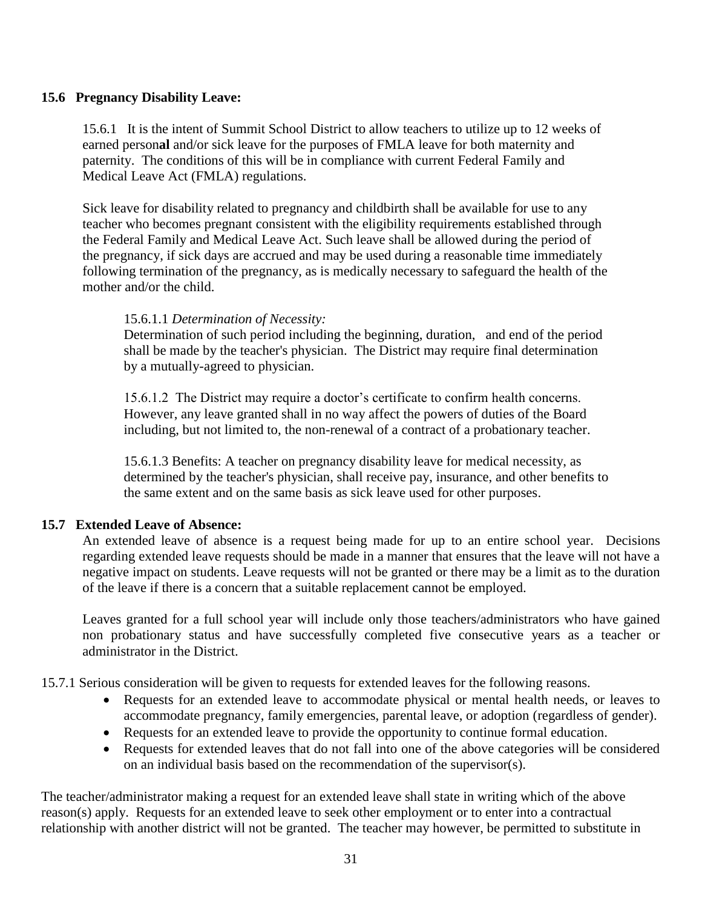### 15.6 Pregnancy Disability Leave:

15.6.1 It is the intent of Summit School District to allow teachers to utilize up to 12 weeks of earned person**al** and/or sick leave for the purposes of FMLA leave for both maternity and paternity. The conditions of this will be in compliance with current Federal Family and Medical Leave Act (FMLA) regulations.

Sick leave for disability related to pregnancy and childbirth shall be available for use to any teacher who becomes pregnant consistent with the eligibility requirements established through the Federal Family and Medical Leave Act. Such leave shall be allowed during the period of the pregnancy, if sick days are accrued and may be used during a reasonable time immediately following termination of the pregnancy, as is medically necessary to safeguard the health of the mother and/or the child.

15.6.1.1 *Determination of Necessity:*
Determination of such period including the beginning, duration, and end of the period shall be made by the teacher's physician. The District may require final determination by a mutually-agreed to physician.

15.6.1.2 The District may require a doctor's certificate to confirm health concerns. However, any leave granted shall in no way affect the powers of duties of the Board including, but not limited to, the non-renewal of a contract of a probationary teacher.

15.6.1.3 Benefits: A teacher on pregnancy disability leave for medical necessity, as determined by the teacher's physician, shall receive pay, insurance, and other benefits to the same extent and on the same basis as sick leave used for other purposes.

### 15.7 Extended Leave of Absence:

An extended leave of absence is a request being made for up to an entire school year. Decisions regarding extended leave requests should be made in a manner that ensures that the leave will not have a negative impact on students. Leave requests will not be granted or there may be a limit as to the duration of the leave if there is a concern that a suitable replacement cannot be employed.

Leaves granted for a full school year will include only those teachers/administrators who have gained non probationary status and have successfully completed five consecutive years as a teacher or administrator in the District.

15.7.1 Serious consideration will be given to requests for extended leaves for the following reasons.

- Requests for an extended leave to accommodate physical or mental health needs, or leaves to accommodate pregnancy, family emergencies, parental leave, or adoption (regardless of gender).
- Requests for an extended leave to provide the opportunity to continue formal education.
- Requests for extended leaves that do not fall into one of the above categories will be considered on an individual basis based on the recommendation of the supervisor(s).

The teacher/administrator making a request for an extended leave shall state in writing which of the above reason(s) apply. Requests for an extended leave to seek other employment or to enter into a contractual relationship with another district will not be granted. The teacher may however, be permitted to substitute in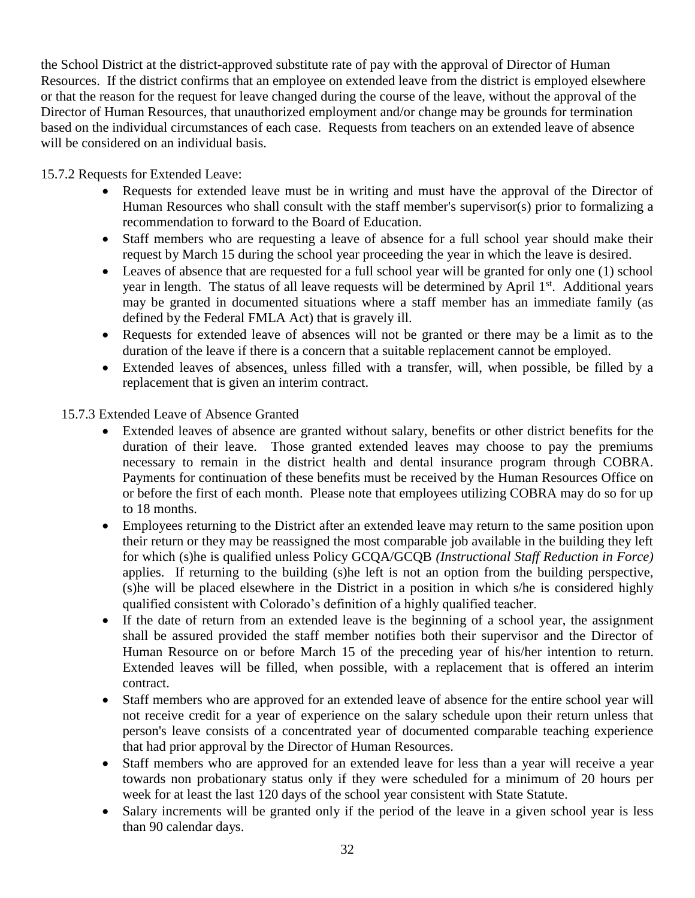the School District at the district-approved substitute rate of pay with the approval of Director of Human Resources. If the district confirms that an employee on extended leave from the district is employed elsewhere or that the reason for the request for leave changed during the course of the leave, without the approval of the Director of Human Resources, that unauthorized employment and/or change may be grounds for termination based on the individual circumstances of each case. Requests from teachers on an extended leave of absence will be considered on an individual basis.

15.7.2 Requests for Extended Leave:

- Requests for extended leave must be in writing and must have the approval of the Director of Human Resources who shall consult with the staff member's supervisor(s) prior to formalizing a recommendation to forward to the Board of Education.
- Staff members who are requesting a leave of absence for a full school year should make their request by March 15 during the school year proceeding the year in which the leave is desired.
- Leaves of absence that are requested for a full school year will be granted for only one (1) school year in length. The status of all leave requests will be determined by April 1st. Additional years may be granted in documented situations where a staff member has an immediate family (as defined by the Federal FMLA Act) that is gravely ill.
- Requests for extended leave of absences will not be granted or there may be a limit as to the duration of the leave if there is a concern that a suitable replacement cannot be employed.
- Extended leaves of absences, unless filled with a transfer, will, when possible, be filled by a replacement that is given an interim contract.

15.7.3 Extended Leave of Absence Granted

- Extended leaves of absence are granted without salary, benefits or other district benefits for the duration of their leave. Those granted extended leaves may choose to pay the premiums necessary to remain in the district health and dental insurance program through COBRA. Payments for continuation of these benefits must be received by the Human Resources Office on or before the first of each month. Please note that employees utilizing COBRA may do so for up to 18 months.
- Employees returning to the District after an extended leave may return to the same position upon their return or they may be reassigned the most comparable job available in the building they left for which (s)he is qualified unless Policy GCQA/GCQB *(Instructional Staff Reduction in Force)* applies. If returning to the building (s)he left is not an option from the building perspective, (s)he will be placed elsewhere in the District in a position in which s/he is considered highly qualified consistent with Colorado's definition of a highly qualified teacher.
- If the date of return from an extended leave is the beginning of a school year, the assignment shall be assured provided the staff member notifies both their supervisor and the Director of Human Resource on or before March 15 of the preceding year of his/her intention to return. Extended leaves will be filled, when possible, with a replacement that is offered an interim contract.
- Staff members who are approved for an extended leave of absence for the entire school year will not receive credit for a year of experience on the salary schedule upon their return unless that person's leave consists of a concentrated year of documented comparable teaching experience that had prior approval by the Director of Human Resources.
- Staff members who are approved for an extended leave for less than a year will receive a year towards non probationary status only if they were scheduled for a minimum of 20 hours per week for at least the last 120 days of the school year consistent with State Statute.
- Salary increments will be granted only if the period of the leave in a given school year is less than 90 calendar days.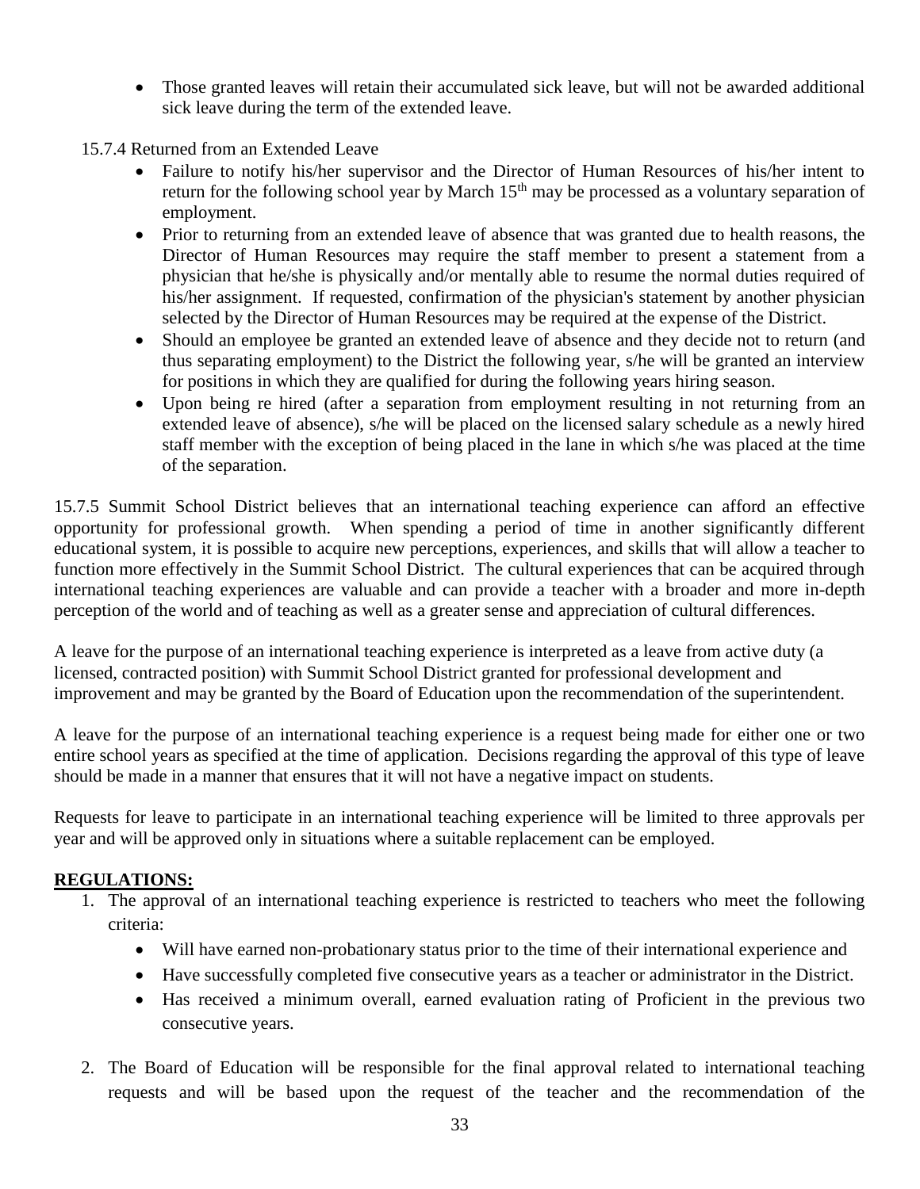- Those granted leaves will retain their accumulated sick leave, but will not be awarded additional sick leave during the term of the extended leave.

15.7.4 Returned from an Extended Leave

- Failure to notify his/her supervisor and the Director of Human Resources of his/her intent to return for the following school year by March 15th may be processed as a voluntary separation of employment.
- Prior to returning from an extended leave of absence that was granted due to health reasons, the Director of Human Resources may require the staff member to present a statement from a physician that he/she is physically and/or mentally able to resume the normal duties required of his/her assignment. If requested, confirmation of the physician's statement by another physician selected by the Director of Human Resources may be required at the expense of the District.
- Should an employee be granted an extended leave of absence and they decide not to return (and thus separating employment) to the District the following year, s/he will be granted an interview for positions in which they are qualified for during the following years hiring season.
- Upon being re hired (after a separation from employment resulting in not returning from an extended leave of absence), s/he will be placed on the licensed salary schedule as a newly hired staff member with the exception of being placed in the lane in which s/he was placed at the time of the separation.

15.7.5 Summit School District believes that an international teaching experience can afford an effective opportunity for professional growth. When spending a period of time in another significantly different educational system, it is possible to acquire new perceptions, experiences, and skills that will allow a teacher to function more effectively in the Summit School District. The cultural experiences that can be acquired through international teaching experiences are valuable and can provide a teacher with a broader and more in-depth perception of the world and of teaching as well as a greater sense and appreciation of cultural differences.

A leave for the purpose of an international teaching experience is interpreted as a leave from active duty (a licensed, contracted position) with Summit School District granted for professional development and improvement and may be granted by the Board of Education upon the recommendation of the superintendent.

A leave for the purpose of an international teaching experience is a request being made for either one or two entire school years as specified at the time of application. Decisions regarding the approval of this type of leave should be made in a manner that ensures that it will not have a negative impact on students.

Requests for leave to participate in an international teaching experience will be limited to three approvals per year and will be approved only in situations where a suitable replacement can be employed.

**REGULATIONS:**

1. The approval of an international teaching experience is restricted to teachers who meet the following criteria:
   - Will have earned non-probationary status prior to the time of their international experience and
   - Have successfully completed five consecutive years as a teacher or administrator in the District.
   - Has received a minimum overall, earned evaluation rating of Proficient in the previous two consecutive years.

2. The Board of Education will be responsible for the final approval related to international teaching requests and will be based upon the request of the teacher and the recommendation of the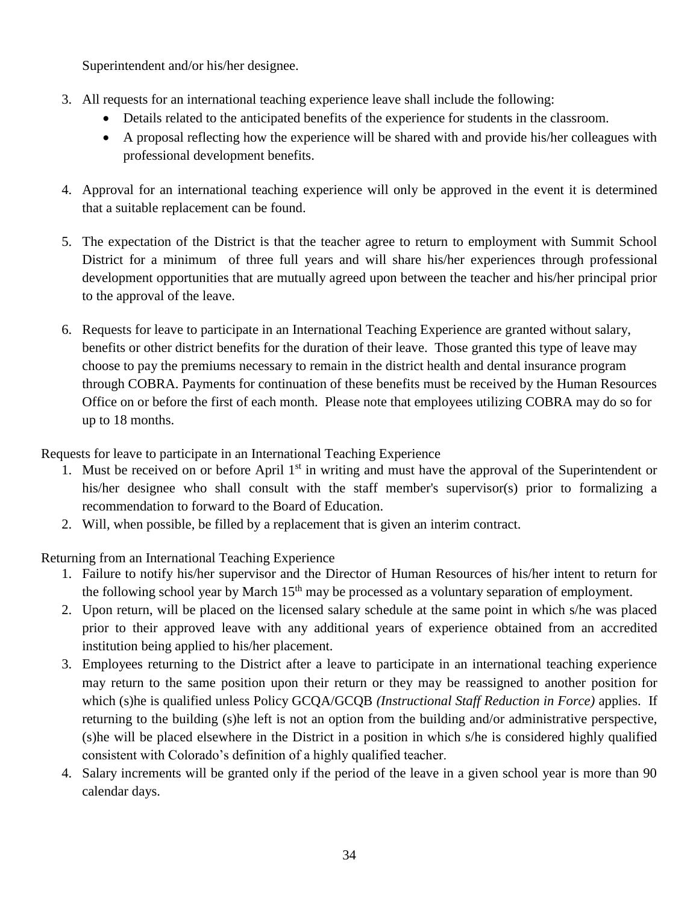Superintendent and/or his/her designee.

3. All requests for an international teaching experience leave shall include the following:
   - Details related to the anticipated benefits of the experience for students in the classroom.
   - A proposal reflecting how the experience will be shared with and provide his/her colleagues with professional development benefits.

4. Approval for an international teaching experience will only be approved in the event it is determined that a suitable replacement can be found.

5. The expectation of the District is that the teacher agree to return to employment with Summit School District for a minimum of three full years and will share his/her experiences through professional development opportunities that are mutually agreed upon between the teacher and his/her principal prior to the approval of the leave.

6. Requests for leave to participate in an International Teaching Experience are granted without salary, benefits or other district benefits for the duration of their leave. Those granted this type of leave may choose to pay the premiums necessary to remain in the district health and dental insurance program through COBRA. Payments for continuation of these benefits must be received by the Human Resources Office on or before the first of each month. Please note that employees utilizing COBRA may do so for up to 18 months.

Requests for leave to participate in an International Teaching Experience

1. Must be received on or before April 1st in writing and must have the approval of the Superintendent or his/her designee who shall consult with the staff member's supervisor(s) prior to formalizing a recommendation to forward to the Board of Education.
2. Will, when possible, be filled by a replacement that is given an interim contract.

Returning from an International Teaching Experience

1. Failure to notify his/her supervisor and the Director of Human Resources of his/her intent to return for the following school year by March 15th may be processed as a voluntary separation of employment.
2. Upon return, will be placed on the licensed salary schedule at the same point in which s/he was placed prior to their approved leave with any additional years of experience obtained from an accredited institution being applied to his/her placement.
3. Employees returning to the District after a leave to participate in an international teaching experience may return to the same position upon their return or they may be reassigned to another position for which (s)he is qualified unless Policy GCQA/GCQB *(Instructional Staff Reduction in Force)* applies. If returning to the building (s)he left is not an option from the building and/or administrative perspective, (s)he will be placed elsewhere in the District in a position in which s/he is considered highly qualified consistent with Colorado's definition of a highly qualified teacher.
4. Salary increments will be granted only if the period of the leave in a given school year is more than 90 calendar days.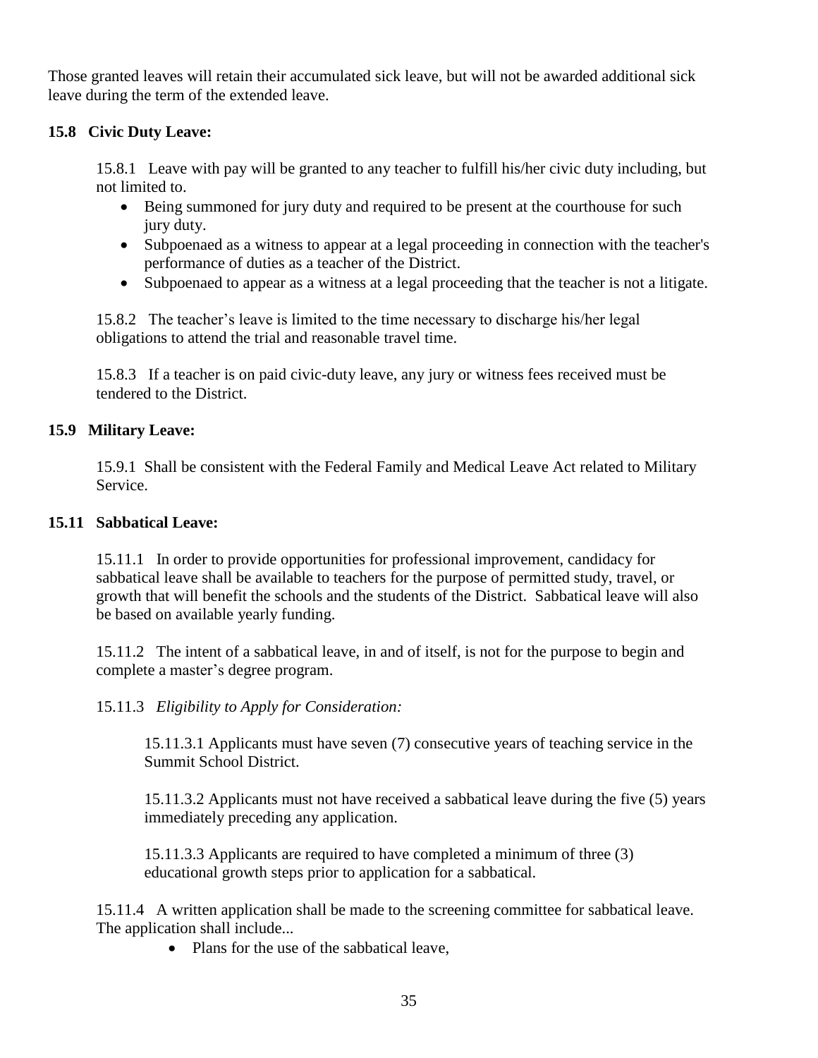Those granted leaves will retain their accumulated sick leave, but will not be awarded additional sick leave during the term of the extended leave.

**15.8 Civic Duty Leave:**

15.8.1 Leave with pay will be granted to any teacher to fulfill his/her civic duty including, but not limited to.

- Being summoned for jury duty and required to be present at the courthouse for such jury duty.
- Subpoenaed as a witness to appear at a legal proceeding in connection with the teacher's performance of duties as a teacher of the District.
- Subpoenaed to appear as a witness at a legal proceeding that the teacher is not a litigate.

15.8.2 The teacher's leave is limited to the time necessary to discharge his/her legal obligations to attend the trial and reasonable travel time.

15.8.3 If a teacher is on paid civic-duty leave, any jury or witness fees received must be tendered to the District.

**15.9 Military Leave:**

15.9.1 Shall be consistent with the Federal Family and Medical Leave Act related to Military Service.

**15.11 Sabbatical Leave:**

15.11.1 In order to provide opportunities for professional improvement, candidacy for sabbatical leave shall be available to teachers for the purpose of permitted study, travel, or growth that will benefit the schools and the students of the District. Sabbatical leave will also be based on available yearly funding.

15.11.2 The intent of a sabbatical leave, in and of itself, is not for the purpose to begin and complete a master's degree program.

15.11.3 *Eligibility to Apply for Consideration:*

15.11.3.1 Applicants must have seven (7) consecutive years of teaching service in the Summit School District.

15.11.3.2 Applicants must not have received a sabbatical leave during the five (5) years immediately preceding any application.

15.11.3.3 Applicants are required to have completed a minimum of three (3) educational growth steps prior to application for a sabbatical.

15.11.4 A written application shall be made to the screening committee for sabbatical leave. The application shall include...

- Plans for the use of the sabbatical leave,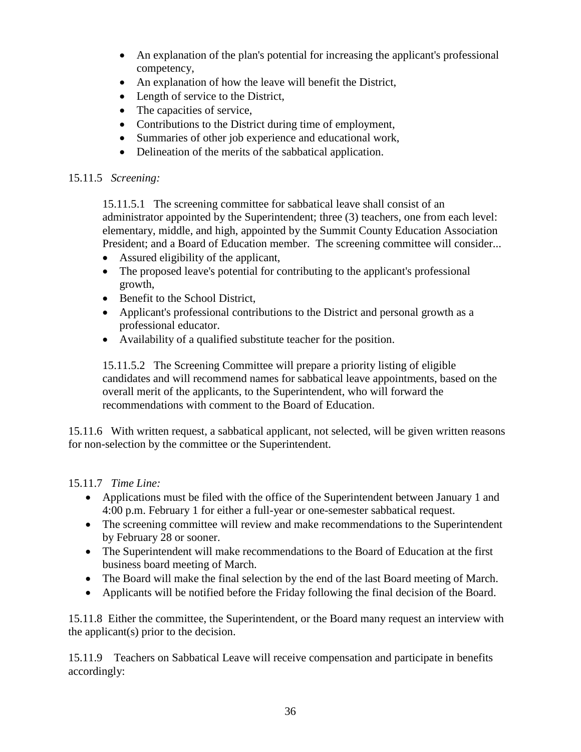- An explanation of the plan's potential for increasing the applicant's professional competency,
- An explanation of how the leave will benefit the District,
- Length of service to the District,
- The capacities of service,
- Contributions to the District during time of employment,
- Summaries of other job experience and educational work,
- Delineation of the merits of the sabbatical application.

15.11.5 *Screening:*

15.11.5.1 The screening committee for sabbatical leave shall consist of an administrator appointed by the Superintendent; three (3) teachers, one from each level: elementary, middle, and high, appointed by the Summit County Education Association President; and a Board of Education member. The screening committee will consider...

- Assured eligibility of the applicant,
- The proposed leave's potential for contributing to the applicant's professional growth,
- Benefit to the School District,
- Applicant's professional contributions to the District and personal growth as a professional educator.
- Availability of a qualified substitute teacher for the position.

15.11.5.2 The Screening Committee will prepare a priority listing of eligible candidates and will recommend names for sabbatical leave appointments, based on the overall merit of the applicants, to the Superintendent, who will forward the recommendations with comment to the Board of Education.

15.11.6 With written request, a sabbatical applicant, not selected, will be given written reasons for non-selection by the committee or the Superintendent.

15.11.7 *Time Line:*

- Applications must be filed with the office of the Superintendent between January 1 and 4:00 p.m. February 1 for either a full-year or one-semester sabbatical request.
- The screening committee will review and make recommendations to the Superintendent by February 28 or sooner.
- The Superintendent will make recommendations to the Board of Education at the first business board meeting of March.
- The Board will make the final selection by the end of the last Board meeting of March.
- Applicants will be notified before the Friday following the final decision of the Board.

15.11.8 Either the committee, the Superintendent, or the Board many request an interview with the applicant(s) prior to the decision.

15.11.9 Teachers on Sabbatical Leave will receive compensation and participate in benefits accordingly: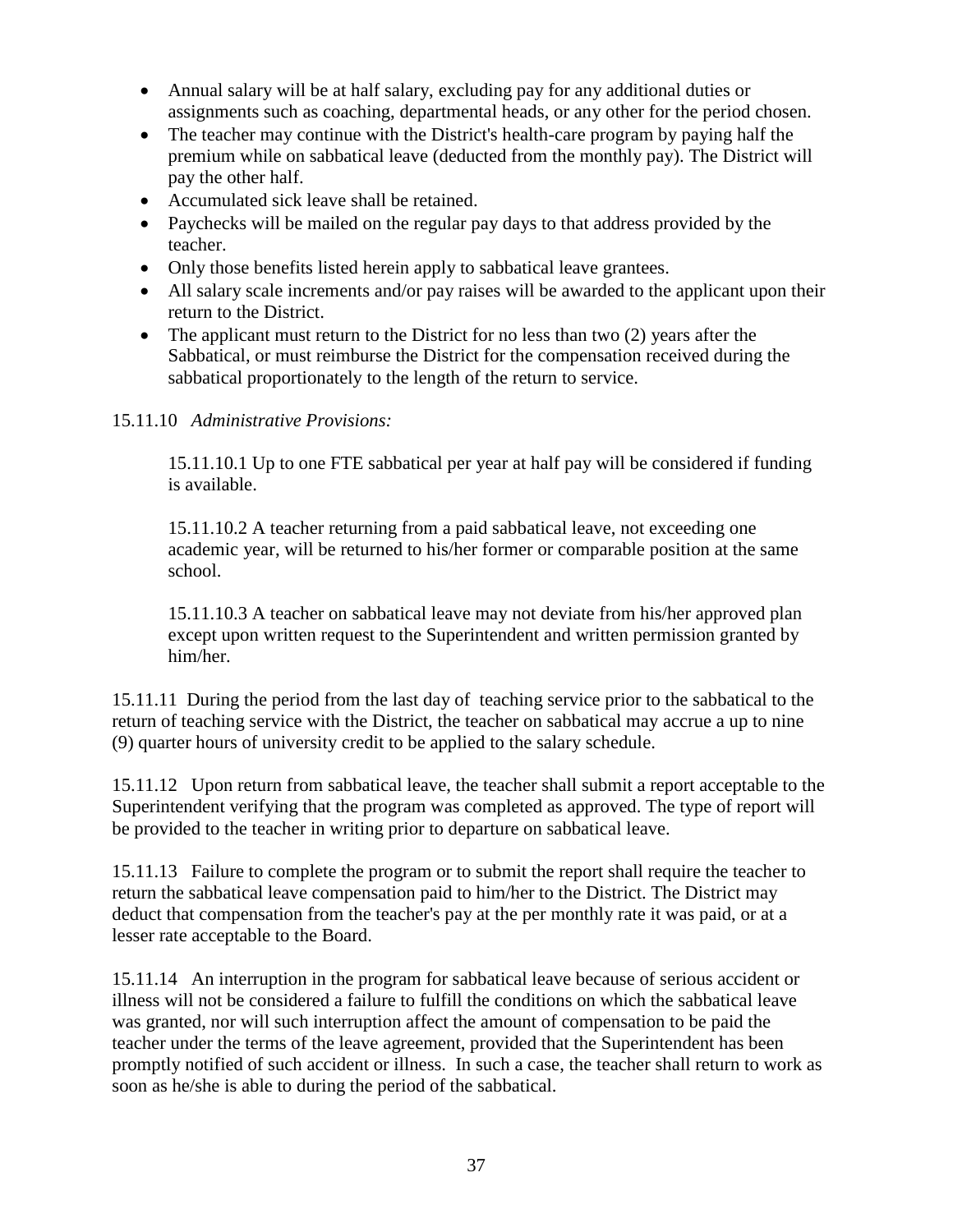- Annual salary will be at half salary, excluding pay for any additional duties or assignments such as coaching, departmental heads, or any other for the period chosen.
- The teacher may continue with the District's health-care program by paying half the premium while on sabbatical leave (deducted from the monthly pay). The District will pay the other half.
- Accumulated sick leave shall be retained.
- Paychecks will be mailed on the regular pay days to that address provided by the teacher.
- Only those benefits listed herein apply to sabbatical leave grantees.
- All salary scale increments and/or pay raises will be awarded to the applicant upon their return to the District.
- The applicant must return to the District for no less than two (2) years after the Sabbatical, or must reimburse the District for the compensation received during the sabbatical proportionately to the length of the return to service.

15.11.10 *Administrative Provisions:*

15.11.10.1 Up to one FTE sabbatical per year at half pay will be considered if funding is available.

15.11.10.2 A teacher returning from a paid sabbatical leave, not exceeding one academic year, will be returned to his/her former or comparable position at the same school.

15.11.10.3 A teacher on sabbatical leave may not deviate from his/her approved plan except upon written request to the Superintendent and written permission granted by him/her.

15.11.11 During the period from the last day of teaching service prior to the sabbatical to the return of teaching service with the District, the teacher on sabbatical may accrue a up to nine (9) quarter hours of university credit to be applied to the salary schedule.

15.11.12 Upon return from sabbatical leave, the teacher shall submit a report acceptable to the Superintendent verifying that the program was completed as approved. The type of report will be provided to the teacher in writing prior to departure on sabbatical leave.

15.11.13 Failure to complete the program or to submit the report shall require the teacher to return the sabbatical leave compensation paid to him/her to the District. The District may deduct that compensation from the teacher's pay at the per monthly rate it was paid, or at a lesser rate acceptable to the Board.

15.11.14 An interruption in the program for sabbatical leave because of serious accident or illness will not be considered a failure to fulfill the conditions on which the sabbatical leave was granted, nor will such interruption affect the amount of compensation to be paid the teacher under the terms of the leave agreement, provided that the Superintendent has been promptly notified of such accident or illness. In such a case, the teacher shall return to work as soon as he/she is able to during the period of the sabbatical.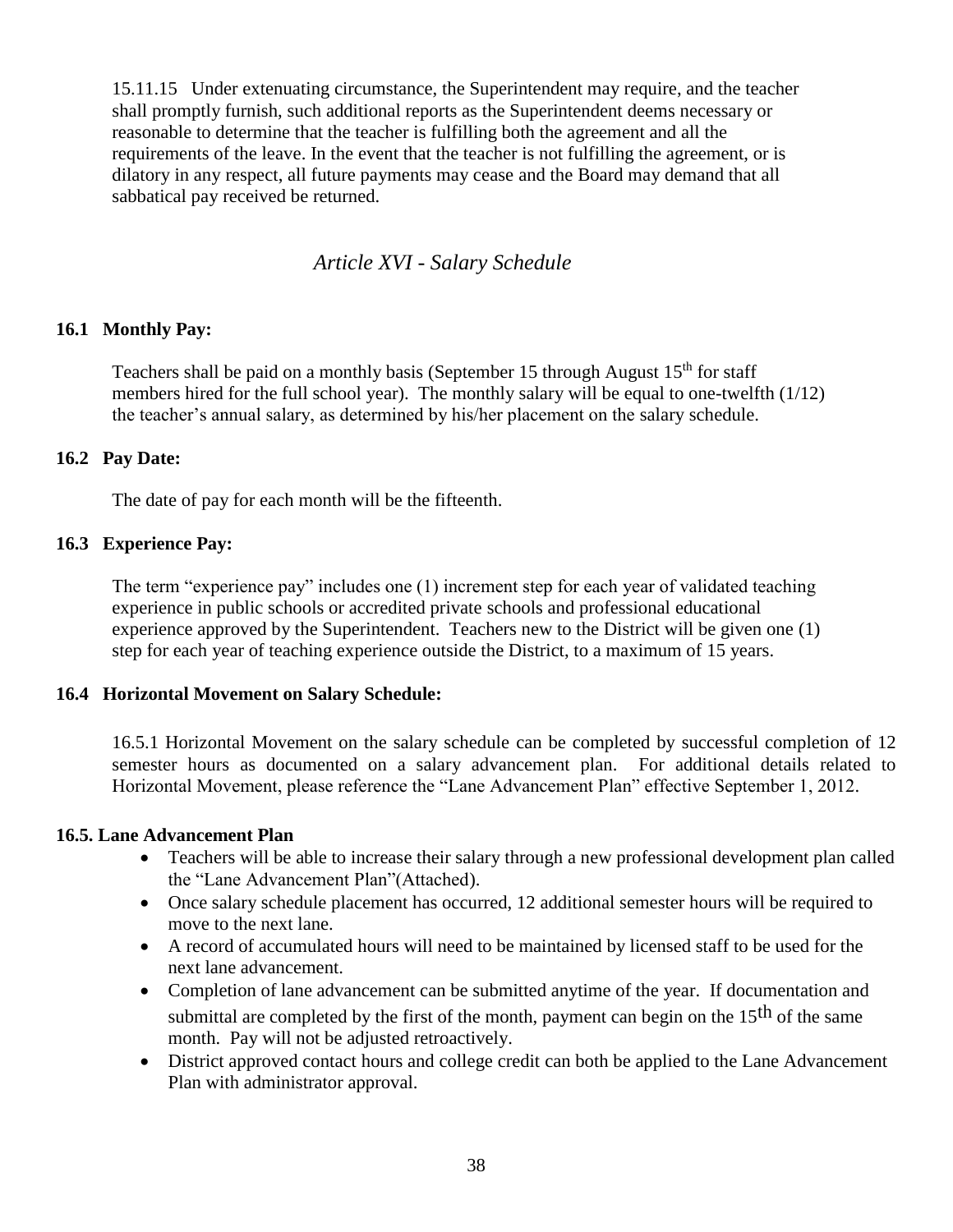15.11.15 Under extenuating circumstance, the Superintendent may require, and the teacher shall promptly furnish, such additional reports as the Superintendent deems necessary or reasonable to determine that the teacher is fulfilling both the agreement and all the requirements of the leave. In the event that the teacher is not fulfilling the agreement, or is dilatory in any respect, all future payments may cease and the Board may demand that all sabbatical pay received be returned.

## *Article XVI - Salary Schedule*

### 16.1 Monthly Pay:

Teachers shall be paid on a monthly basis (September 15 through August 15th for staff members hired for the full school year). The monthly salary will be equal to one-twelfth (1/12) the teacher's annual salary, as determined by his/her placement on the salary schedule.

### 16.2 Pay Date:

The date of pay for each month will be the fifteenth.

### 16.3 Experience Pay:

The term "experience pay" includes one (1) increment step for each year of validated teaching experience in public schools or accredited private schools and professional educational experience approved by the Superintendent. Teachers new to the District will be given one (1) step for each year of teaching experience outside the District, to a maximum of 15 years.

### 16.4 Horizontal Movement on Salary Schedule:

16.5.1 Horizontal Movement on the salary schedule can be completed by successful completion of 12 semester hours as documented on a salary advancement plan. For additional details related to Horizontal Movement, please reference the "Lane Advancement Plan" effective September 1, 2012.

### 16.5. Lane Advancement Plan

- Teachers will be able to increase their salary through a new professional development plan called the "Lane Advancement Plan"(Attached).
- Once salary schedule placement has occurred, 12 additional semester hours will be required to move to the next lane.
- A record of accumulated hours will need to be maintained by licensed staff to be used for the next lane advancement.
- Completion of lane advancement can be submitted anytime of the year. If documentation and submittal are completed by the first of the month, payment can begin on the 15th of the same month. Pay will not be adjusted retroactively.
- District approved contact hours and college credit can both be applied to the Lane Advancement Plan with administrator approval.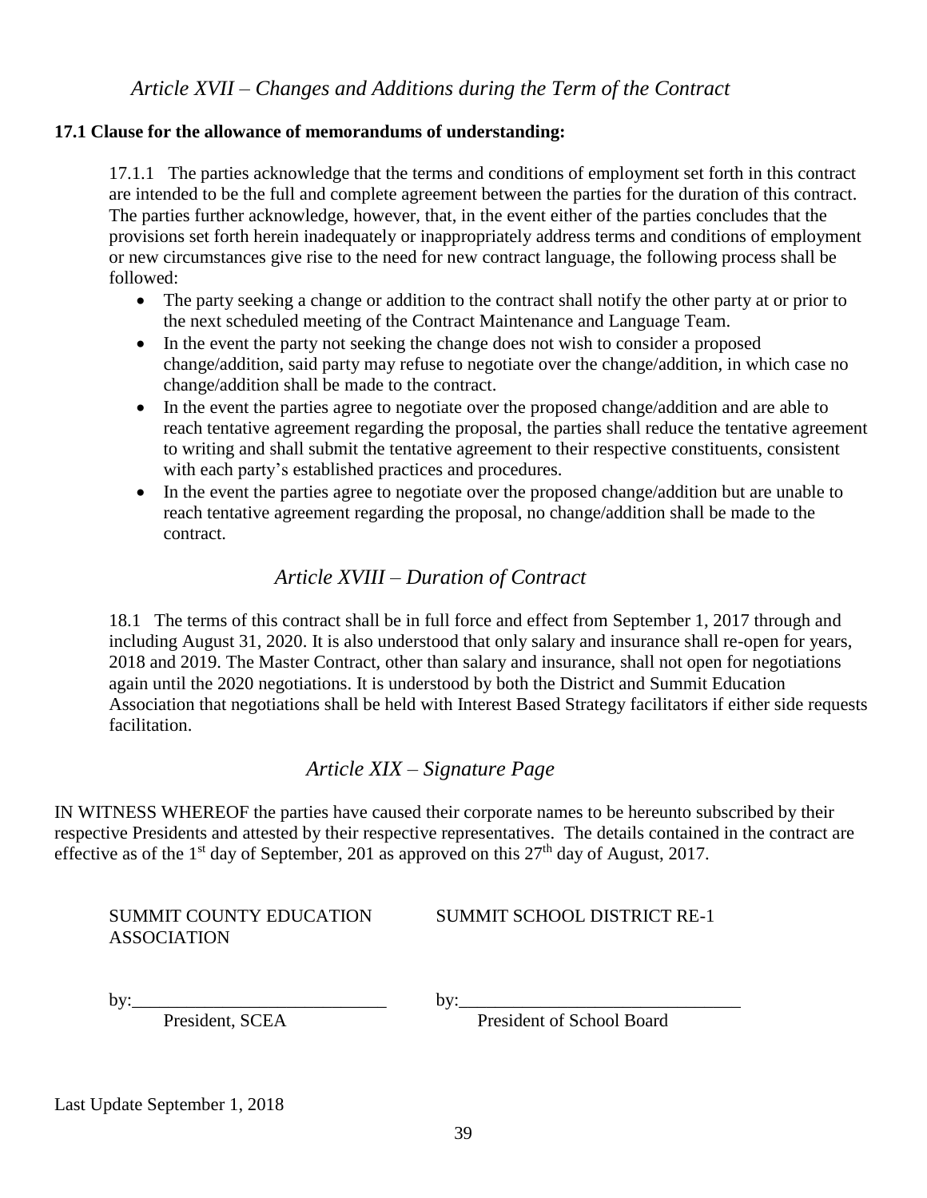## *Article XVII – Changes and Additions during the Term of the Contract*

**17.1 Clause for the allowance of memorandums of understanding:**

17.1.1 The parties acknowledge that the terms and conditions of employment set forth in this contract are intended to be the full and complete agreement between the parties for the duration of this contract. The parties further acknowledge, however, that, in the event either of the parties concludes that the provisions set forth herein inadequately or inappropriately address terms and conditions of employment or new circumstances give rise to the need for new contract language, the following process shall be followed:

- The party seeking a change or addition to the contract shall notify the other party at or prior to the next scheduled meeting of the Contract Maintenance and Language Team.
- In the event the party not seeking the change does not wish to consider a proposed change/addition, said party may refuse to negotiate over the change/addition, in which case no change/addition shall be made to the contract.
- In the event the parties agree to negotiate over the proposed change/addition and are able to reach tentative agreement regarding the proposal, the parties shall reduce the tentative agreement to writing and shall submit the tentative agreement to their respective constituents, consistent with each party's established practices and procedures.
- In the event the parties agree to negotiate over the proposed change/addition but are unable to reach tentative agreement regarding the proposal, no change/addition shall be made to the contract.

## *Article XVIII – Duration of Contract*

18.1 The terms of this contract shall be in full force and effect from September 1, 2017 through and including August 31, 2020. It is also understood that only salary and insurance shall re-open for years, 2018 and 2019. The Master Contract, other than salary and insurance, shall not open for negotiations again until the 2020 negotiations. It is understood by both the District and Summit Education Association that negotiations shall be held with Interest Based Strategy facilitators if either side requests facilitation.

## *Article XIX – Signature Page*

IN WITNESS WHEREOF the parties have caused their corporate names to be hereunto subscribed by their respective Presidents and attested by their respective representatives. The details contained in the contract are effective as of the 1st day of September, 201 as approved on this 27th day of August, 2017.

SUMMIT COUNTY EDUCATION ASSOCIATION

by:____________________________
President, SCEA

SUMMIT SCHOOL DISTRICT RE-1

by:_______________________________
President of School Board

Last Update September 1, 2018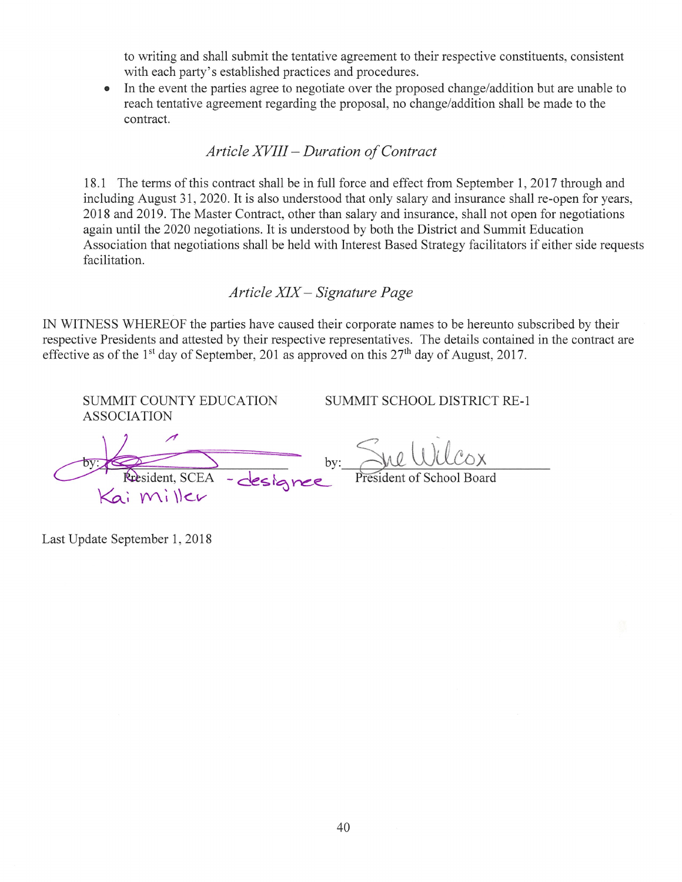to writing and shall submit the tentative agreement to their respective constituents, consistent with each party's established practices and procedures.

- In the event the parties agree to negotiate over the proposed change/addition but are unable to reach tentative agreement regarding the proposal, no change/addition shall be made to the contract.

## *Article XVIII – Duration of Contract*

18.1 The terms of this contract shall be in full force and effect from September 1, 2017 through and including August 31, 2020. It is also understood that only salary and insurance shall re-open for years, 2018 and 2019. The Master Contract, other than salary and insurance, shall not open for negotiations again until the 2020 negotiations. It is understood by both the District and Summit Education Association that negotiations shall be held with Interest Based Strategy facilitators if either side requests facilitation.

## *Article XIX – Signature Page*

IN WITNESS WHEREOF the parties have caused their corporate names to be hereunto subscribed by their respective Presidents and attested by their respective representatives. The details contained in the contract are effective as of the 1st day of September, 201 as approved on this 27th day of August, 2017.

| SUMMIT COUNTY EDUCATION ASSOCIATION | SUMMIT SCHOOL DISTRICT RE-1 |
|---|---|
| by: [signature] | by: Sue Wilcox |
| President, SCEA - designee | President of School Board |
| Kai Miller | |

Last Update September 1, 2018